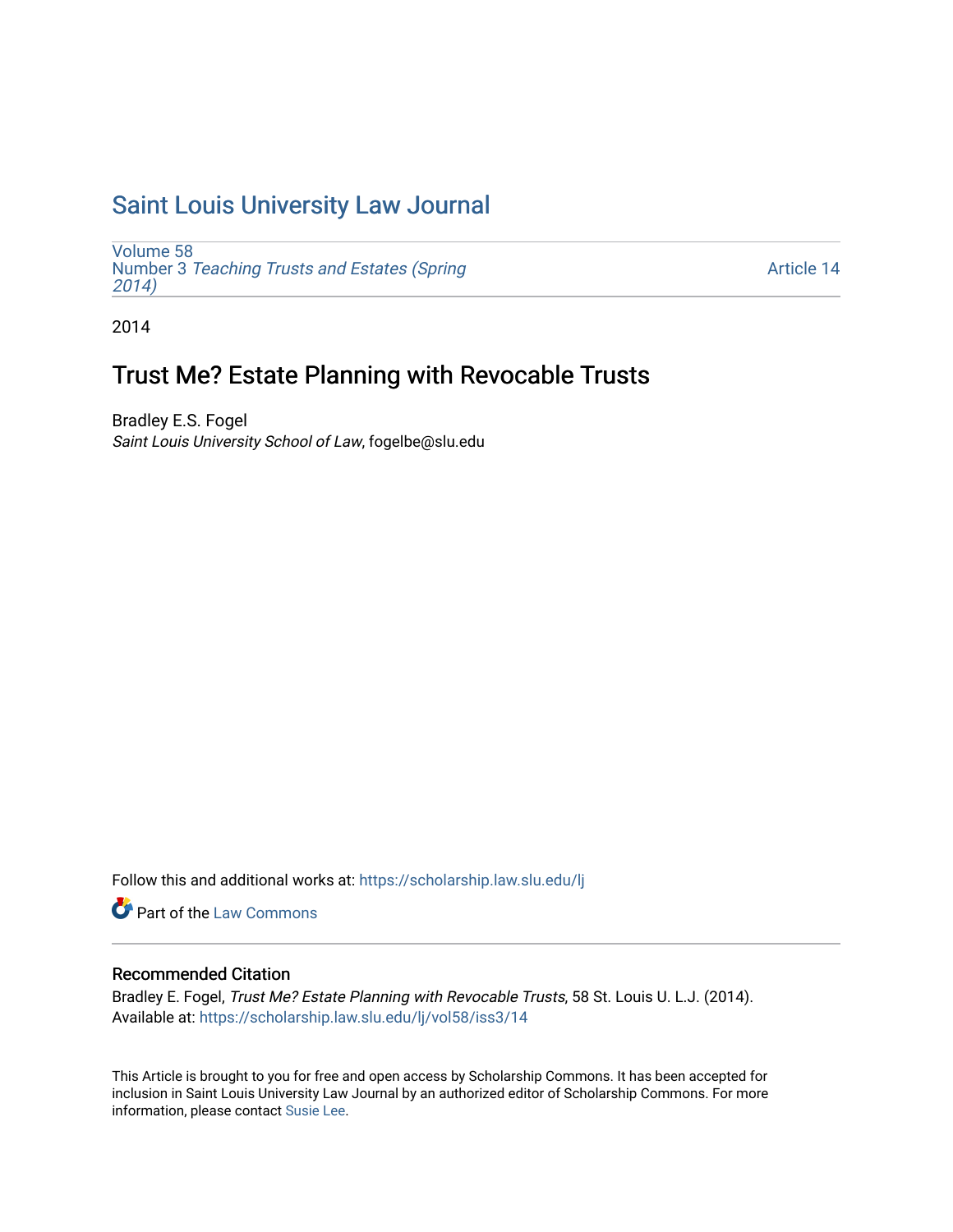# Saint Louis University Law Journal

Volume 58
Number 3 *Teaching Trusts and Estates (Spring 2014)*

Article 14

2014

## Trust Me? Estate Planning with Revocable Trusts

Bradley E.S. Fogel
*Saint Louis University School of Law*, fogelbe@slu.edu

Follow this and additional works at: https://scholarship.law.slu.edu/lj

Part of the Law Commons

### Recommended Citation

Bradley E. Fogel, *Trust Me? Estate Planning with Revocable Trusts*, 58 St. Louis U. L.J. (2014).
Available at: https://scholarship.law.slu.edu/lj/vol58/iss3/14

This Article is brought to you for free and open access by Scholarship Commons. It has been accepted for inclusion in Saint Louis University Law Journal by an authorized editor of Scholarship Commons. For more information, please contact Susie Lee.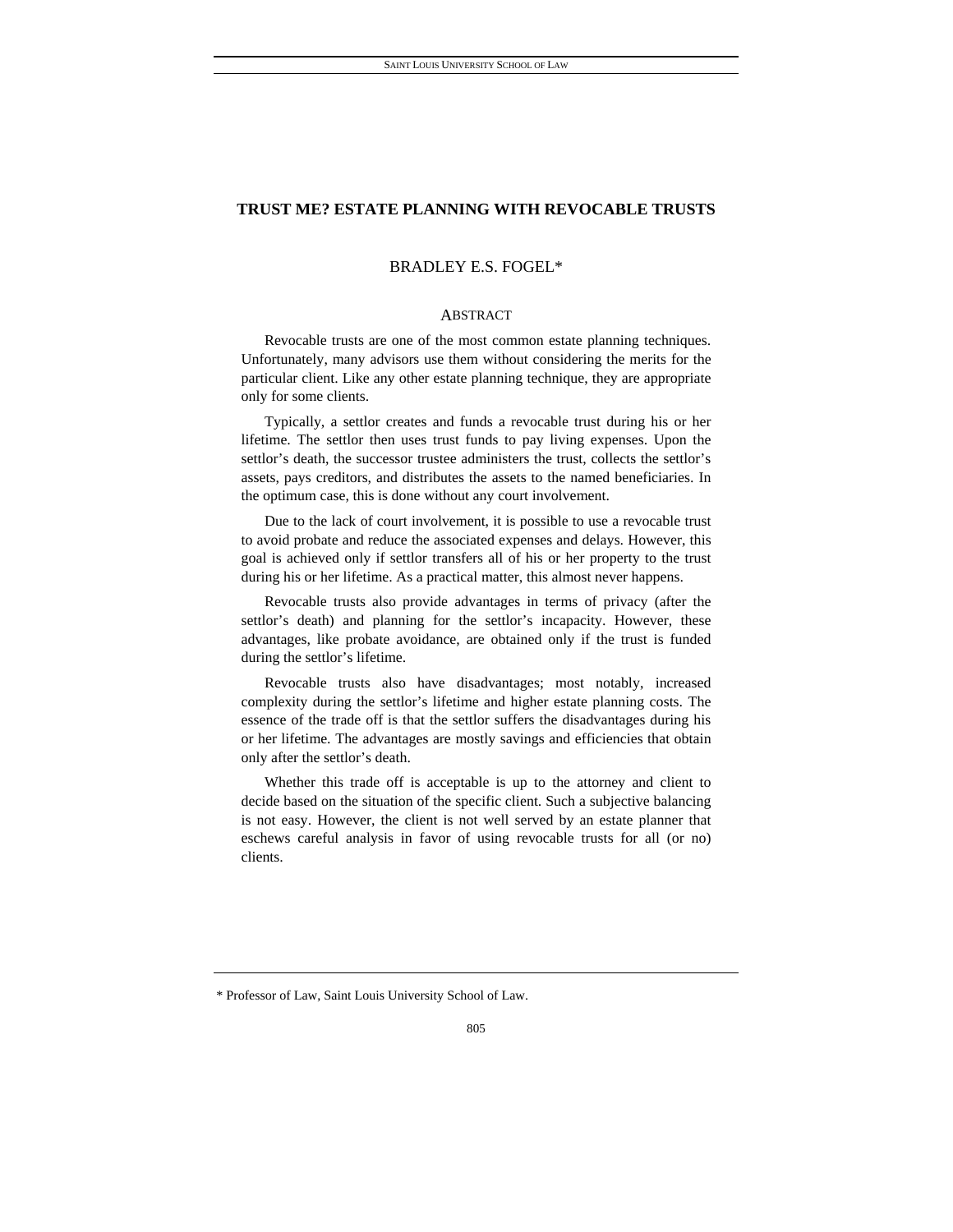# TRUST ME? ESTATE PLANNING WITH REVOCABLE TRUSTS

BRADLEY E.S. FOGEL*

## ABSTRACT

Revocable trusts are one of the most common estate planning techniques. Unfortunately, many advisors use them without considering the merits for the particular client. Like any other estate planning technique, they are appropriate only for some clients.

Typically, a settlor creates and funds a revocable trust during his or her lifetime. The settlor then uses trust funds to pay living expenses. Upon the settlor's death, the successor trustee administers the trust, collects the settlor's assets, pays creditors, and distributes the assets to the named beneficiaries. In the optimum case, this is done without any court involvement.

Due to the lack of court involvement, it is possible to use a revocable trust to avoid probate and reduce the associated expenses and delays. However, this goal is achieved only if settlor transfers all of his or her property to the trust during his or her lifetime. As a practical matter, this almost never happens.

Revocable trusts also provide advantages in terms of privacy (after the settlor's death) and planning for the settlor's incapacity. However, these advantages, like probate avoidance, are obtained only if the trust is funded during the settlor's lifetime.

Revocable trusts also have disadvantages; most notably, increased complexity during the settlor's lifetime and higher estate planning costs. The essence of the trade off is that the settlor suffers the disadvantages during his or her lifetime. The advantages are mostly savings and efficiencies that obtain only after the settlor's death.

Whether this trade off is acceptable is up to the attorney and client to decide based on the situation of the specific client. Such a subjective balancing is not easy. However, the client is not well served by an estate planner that eschews careful analysis in favor of using revocable trusts for all (or no) clients.

---

\* Professor of Law, Saint Louis University School of Law.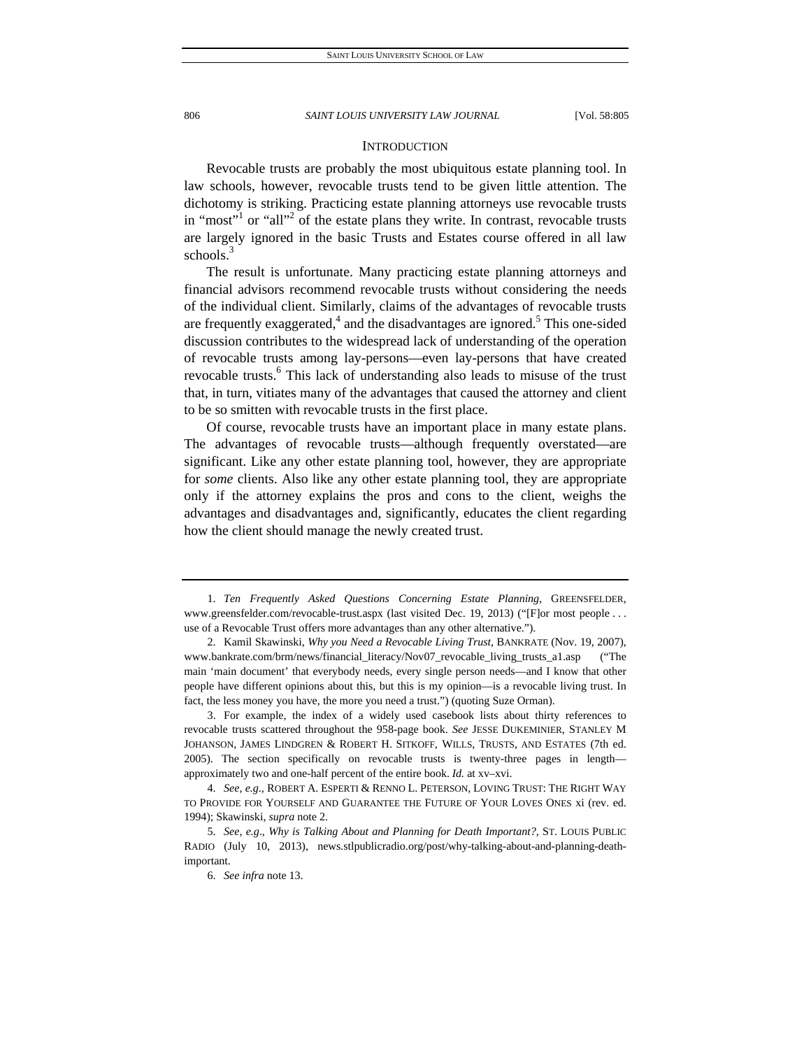## INTRODUCTION

Revocable trusts are probably the most ubiquitous estate planning tool. In law schools, however, revocable trusts tend to be given little attention. The dichotomy is striking. Practicing estate planning attorneys use revocable trusts in "most"[1] or "all"[2] of the estate plans they write. In contrast, revocable trusts are largely ignored in the basic Trusts and Estates course offered in all law schools.[3]

The result is unfortunate. Many practicing estate planning attorneys and financial advisors recommend revocable trusts without considering the needs of the individual client. Similarly, claims of the advantages of revocable trusts are frequently exaggerated,[4] and the disadvantages are ignored.[5] This one-sided discussion contributes to the widespread lack of understanding of the operation of revocable trusts among lay-persons—even lay-persons that have created revocable trusts.[6] This lack of understanding also leads to misuse of the trust that, in turn, vitiates many of the advantages that caused the attorney and client to be so smitten with revocable trusts in the first place.

Of course, revocable trusts have an important place in many estate plans. The advantages of revocable trusts—although frequently overstated—are significant. Like any other estate planning tool, however, they are appropriate for *some* clients. Also like any other estate planning tool, they are appropriate only if the attorney explains the pros and cons to the client, weighs the advantages and disadvantages and, significantly, educates the client regarding how the client should manage the newly created trust.

---

1. *Ten Frequently Asked Questions Concerning Estate Planning*, GREENSFELDER, www.greensfelder.com/revocable-trust.aspx (last visited Dec. 19, 2013) ("[F]or most people . . . use of a Revocable Trust offers more advantages than any other alternative.").

2. Kamil Skawinski, *Why you Need a Revocable Living Trust*, BANKRATE (Nov. 19, 2007), www.bankrate.com/brm/news/financial_literacy/Nov07_revocable_living_trusts_a1.asp ("The main 'main document' that everybody needs, every single person needs—and I know that other people have different opinions about this, but this is my opinion—is a revocable living trust. In fact, the less money you have, the more you need a trust.") (quoting Suze Orman).

3. For example, the index of a widely used casebook lists about thirty references to revocable trusts scattered throughout the 958-page book. *See* JESSE DUKEMINIER, STANLEY M JOHANSON, JAMES LINDGREN & ROBERT H. SITKOFF, WILLS, TRUSTS, AND ESTATES (7th ed. 2005). The section specifically on revocable trusts is twenty-three pages in length—approximately two and one-half percent of the entire book. *Id.* at xv–xvi.

4. *See, e.g.*, ROBERT A. ESPERTI & RENNO L. PETERSON, LOVING TRUST: THE RIGHT WAY TO PROVIDE FOR YOURSELF AND GUARANTEE THE FUTURE OF YOUR LOVES ONES xi (rev. ed. 1994); Skawinski, *supra* note 2.

5. *See, e.g.*, *Why is Talking About and Planning for Death Important?*, ST. LOUIS PUBLIC RADIO (July 10, 2013), news.stlpublicradio.org/post/why-talking-about-and-planning-death-important.

6. *See infra* note 13.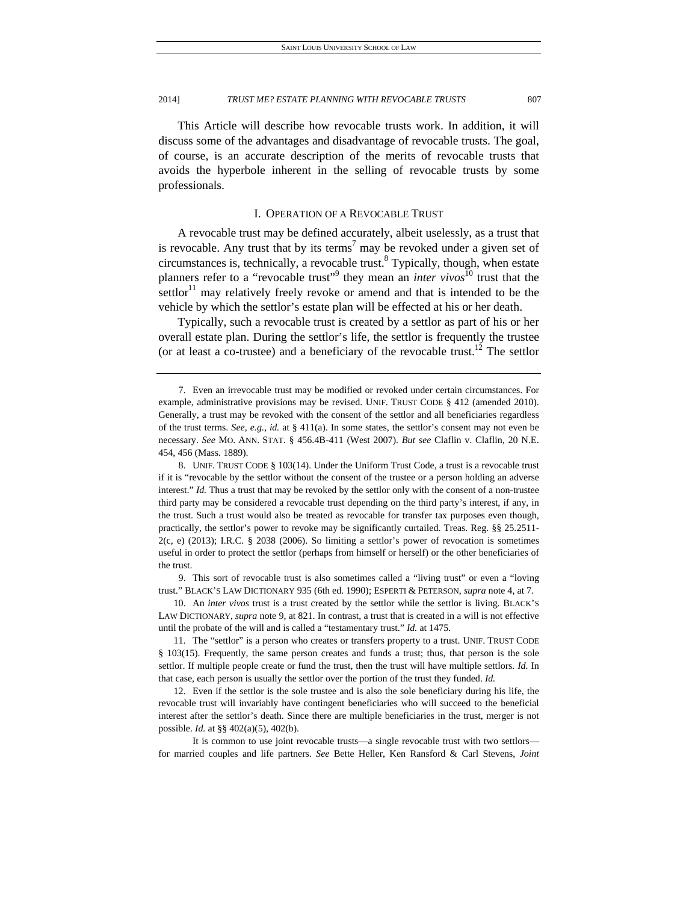This Article will describe how revocable trusts work. In addition, it will discuss some of the advantages and disadvantage of revocable trusts. The goal, of course, is an accurate description of the merits of revocable trusts that avoids the hyperbole inherent in the selling of revocable trusts by some professionals.

## I. OPERATION OF A REVOCABLE TRUST

A revocable trust may be defined accurately, albeit uselessly, as a trust that is revocable. Any trust that by its terms[7] may be revoked under a given set of circumstances is, technically, a revocable trust.[8] Typically, though, when estate planners refer to a "revocable trust"[9] they mean an *inter vivos*[10] trust that the settlor[11] may relatively freely revoke or amend and that is intended to be the vehicle by which the settlor's estate plan will be effected at his or her death.

Typically, such a revocable trust is created by a settlor as part of his or her overall estate plan. During the settlor's life, the settlor is frequently the trustee (or at least a co-trustee) and a beneficiary of the revocable trust.[12] The settlor

---

7. Even an irrevocable trust may be modified or revoked under certain circumstances. For example, administrative provisions may be revised. UNIF. TRUST CODE § 412 (amended 2010). Generally, a trust may be revoked with the consent of the settlor and all beneficiaries regardless of the trust terms. *See, e.g.*, *id.* at § 411(a). In some states, the settlor's consent may not even be necessary. *See* MO. ANN. STAT. § 456.4B-411 (West 2007). *But see* Claflin v. Claflin, 20 N.E. 454, 456 (Mass. 1889).

8. UNIF. TRUST CODE § 103(14). Under the Uniform Trust Code, a trust is a revocable trust if it is "revocable by the settlor without the consent of the trustee or a person holding an adverse interest." *Id.* Thus a trust that may be revoked by the settlor only with the consent of a non-trustee third party may be considered a revocable trust depending on the third party's interest, if any, in the trust. Such a trust would also be treated as revocable for transfer tax purposes even though, practically, the settlor's power to revoke may be significantly curtailed. Treas. Reg. §§ 25.2511-2(c, e) (2013); I.R.C. § 2038 (2006). So limiting a settlor's power of revocation is sometimes useful in order to protect the settlor (perhaps from himself or herself) or the other beneficiaries of the trust.

9. This sort of revocable trust is also sometimes called a "living trust" or even a "loving trust." BLACK'S LAW DICTIONARY 935 (6th ed. 1990); ESPERTI & PETERSON, *supra* note 4, at 7.

10. An *inter vivos* trust is a trust created by the settlor while the settlor is living. BLACK'S LAW DICTIONARY, *supra* note 9, at 821. In contrast, a trust that is created in a will is not effective until the probate of the will and is called a "testamentary trust." *Id.* at 1475.

11. The "settlor" is a person who creates or transfers property to a trust. UNIF. TRUST CODE § 103(15). Frequently, the same person creates and funds a trust; thus, that person is the sole settlor. If multiple people create or fund the trust, then the trust will have multiple settlors. *Id.* In that case, each person is usually the settlor over the portion of the trust they funded. *Id.*

12. Even if the settlor is the sole trustee and is also the sole beneficiary during his life, the revocable trust will invariably have contingent beneficiaries who will succeed to the beneficial interest after the settlor's death. Since there are multiple beneficiaries in the trust, merger is not possible. *Id.* at §§ 402(a)(5), 402(b).

It is common to use joint revocable trusts—a single revocable trust with two settlors—for married couples and life partners. *See* Bette Heller, Ken Ransford & Carl Stevens, *Joint*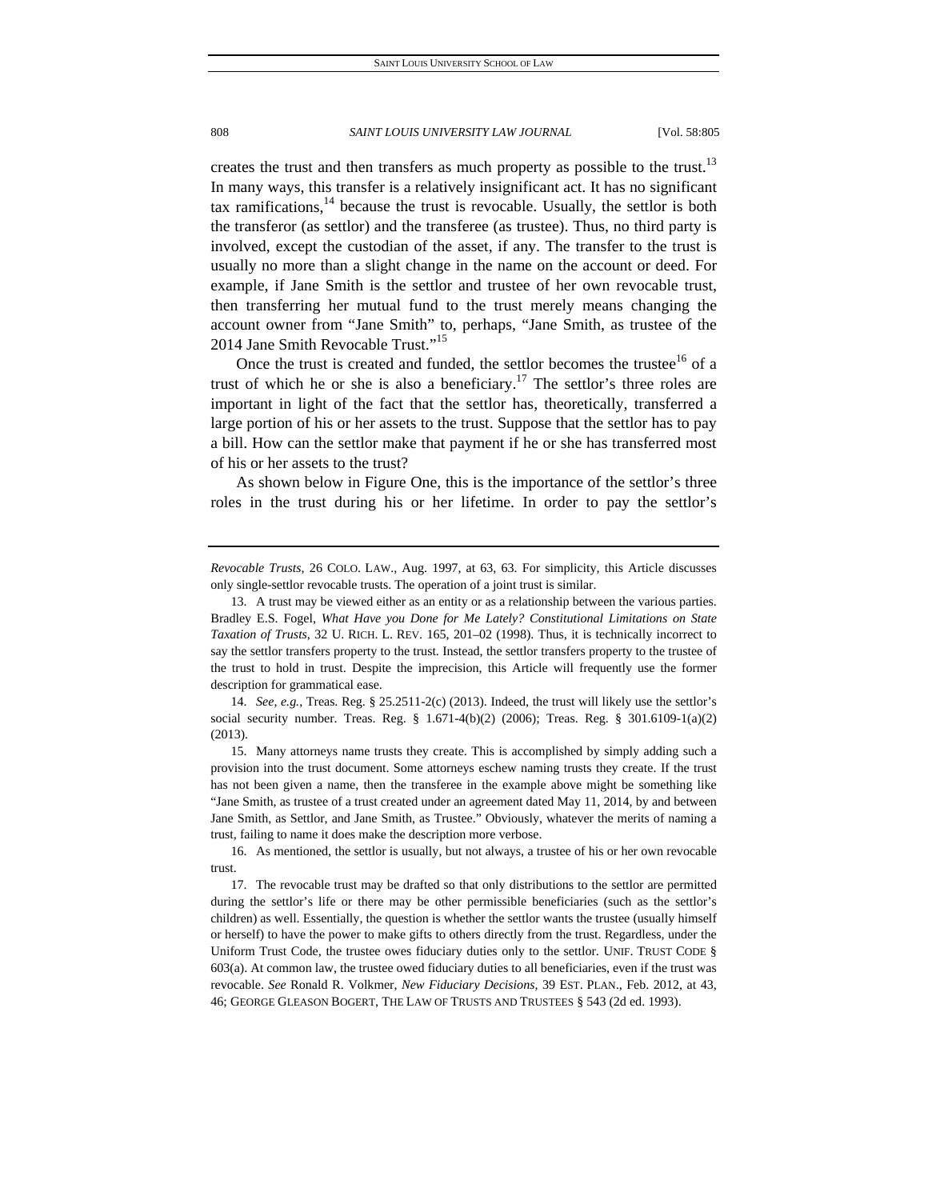creates the trust and then transfers as much property as possible to the trust.[13] In many ways, this transfer is a relatively insignificant act. It has no significant tax ramifications,[14] because the trust is revocable. Usually, the settlor is both the transferor (as settlor) and the transferee (as trustee). Thus, no third party is involved, except the custodian of the asset, if any. The transfer to the trust is usually no more than a slight change in the name on the account or deed. For example, if Jane Smith is the settlor and trustee of her own revocable trust, then transferring her mutual fund to the trust merely means changing the account owner from "Jane Smith" to, perhaps, "Jane Smith, as trustee of the 2014 Jane Smith Revocable Trust."[15]

Once the trust is created and funded, the settlor becomes the trustee[16] of a trust of which he or she is also a beneficiary.[17] The settlor's three roles are important in light of the fact that the settlor has, theoretically, transferred a large portion of his or her assets to the trust. Suppose that the settlor has to pay a bill. How can the settlor make that payment if he or she has transferred most of his or her assets to the trust?

As shown below in Figure One, this is the importance of the settlor's three roles in the trust during his or her lifetime. In order to pay the settlor's

---

*Revocable Trusts*, 26 COLO. LAW., Aug. 1997, at 63, 63. For simplicity, this Article discusses only single-settlor revocable trusts. The operation of a joint trust is similar.

13. A trust may be viewed either as an entity or as a relationship between the various parties. Bradley E.S. Fogel, *What Have you Done for Me Lately? Constitutional Limitations on State Taxation of Trusts*, 32 U. RICH. L. REV. 165, 201–02 (1998). Thus, it is technically incorrect to say the settlor transfers property to the trust. Instead, the settlor transfers property to the trustee of the trust to hold in trust. Despite the imprecision, this Article will frequently use the former description for grammatical ease.

14. *See, e.g.*, Treas. Reg. § 25.2511-2(c) (2013). Indeed, the trust will likely use the settlor's social security number. Treas. Reg. § 1.671-4(b)(2) (2006); Treas. Reg. § 301.6109-1(a)(2) (2013).

15. Many attorneys name trusts they create. This is accomplished by simply adding such a provision into the trust document. Some attorneys eschew naming trusts they create. If the trust has not been given a name, then the transferee in the example above might be something like "Jane Smith, as trustee of a trust created under an agreement dated May 11, 2014, by and between Jane Smith, as Settlor, and Jane Smith, as Trustee." Obviously, whatever the merits of naming a trust, failing to name it does make the description more verbose.

16. As mentioned, the settlor is usually, but not always, a trustee of his or her own revocable trust.

17. The revocable trust may be drafted so that only distributions to the settlor are permitted during the settlor's life or there may be other permissible beneficiaries (such as the settlor's children) as well. Essentially, the question is whether the settlor wants the trustee (usually himself or herself) to have the power to make gifts to others directly from the trust. Regardless, under the Uniform Trust Code, the trustee owes fiduciary duties only to the settlor. UNIF. TRUST CODE § 603(a). At common law, the trustee owed fiduciary duties to all beneficiaries, even if the trust was revocable. *See* Ronald R. Volkmer, *New Fiduciary Decisions*, 39 EST. PLAN., Feb. 2012, at 43, 46; GEORGE GLEASON BOGERT, THE LAW OF TRUSTS AND TRUSTEES § 543 (2d ed. 1993).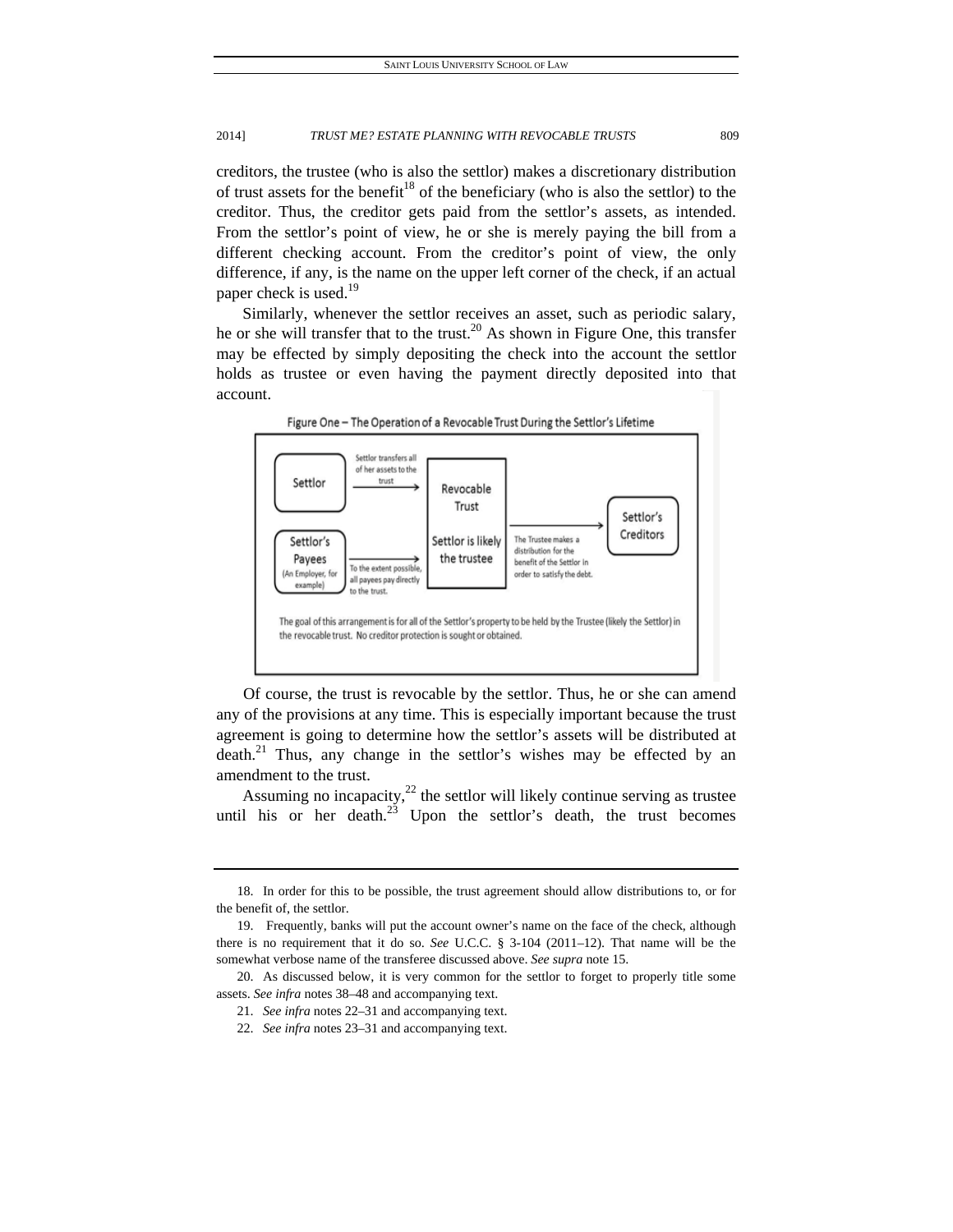creditors, the trustee (who is also the settlor) makes a discretionary distribution of trust assets for the benefit[18] of the beneficiary (who is also the settlor) to the creditor. Thus, the creditor gets paid from the settlor's assets, as intended. From the settlor's point of view, he or she is merely paying the bill from a different checking account. From the creditor's point of view, the only difference, if any, is the name on the upper left corner of the check, if an actual paper check is used.[19]

Similarly, whenever the settlor receives an asset, such as periodic salary, he or she will transfer that to the trust.[20] As shown in Figure One, this transfer may be effected by simply depositing the check into the account the settlor holds as trustee or even having the payment directly deposited into that account.

Figure One – The Operation of a Revocable Trust During the Settlor's Lifetime

Settlor — Settlor transfers all of her assets to the trust → Revocable Trust (Settlor is likely the trustee)

Settlor's Payees (An Employer, for example) — To the extent possible, all payees pay directly to the trust. → Revocable Trust

Revocable Trust — The Trustee makes a distribution for the benefit of the Settlor in order to satisfy the debt. → Settlor's Creditors

The goal of this arrangement is for all of the Settlor's property to be held by the Trustee (likely the Settlor) in the revocable trust. No creditor protection is sought or obtained.

Of course, the trust is revocable by the settlor. Thus, he or she can amend any of the provisions at any time. This is especially important because the trust agreement is going to determine how the settlor's assets will be distributed at death.[21] Thus, any change in the settlor's wishes may be effected by an amendment to the trust.

Assuming no incapacity,[22] the settlor will likely continue serving as trustee until his or her death.[23] Upon the settlor's death, the trust becomes

---

18. In order for this to be possible, the trust agreement should allow distributions to, or for the benefit of, the settlor.

19. Frequently, banks will put the account owner's name on the face of the check, although there is no requirement that it do so. *See* U.C.C. § 3-104 (2011–12). That name will be the somewhat verbose name of the transferee discussed above. *See supra* note 15.

20. As discussed below, it is very common for the settlor to forget to properly title some assets. *See infra* notes 38–48 and accompanying text.

21. *See infra* notes 22–31 and accompanying text.

22. *See infra* notes 23–31 and accompanying text.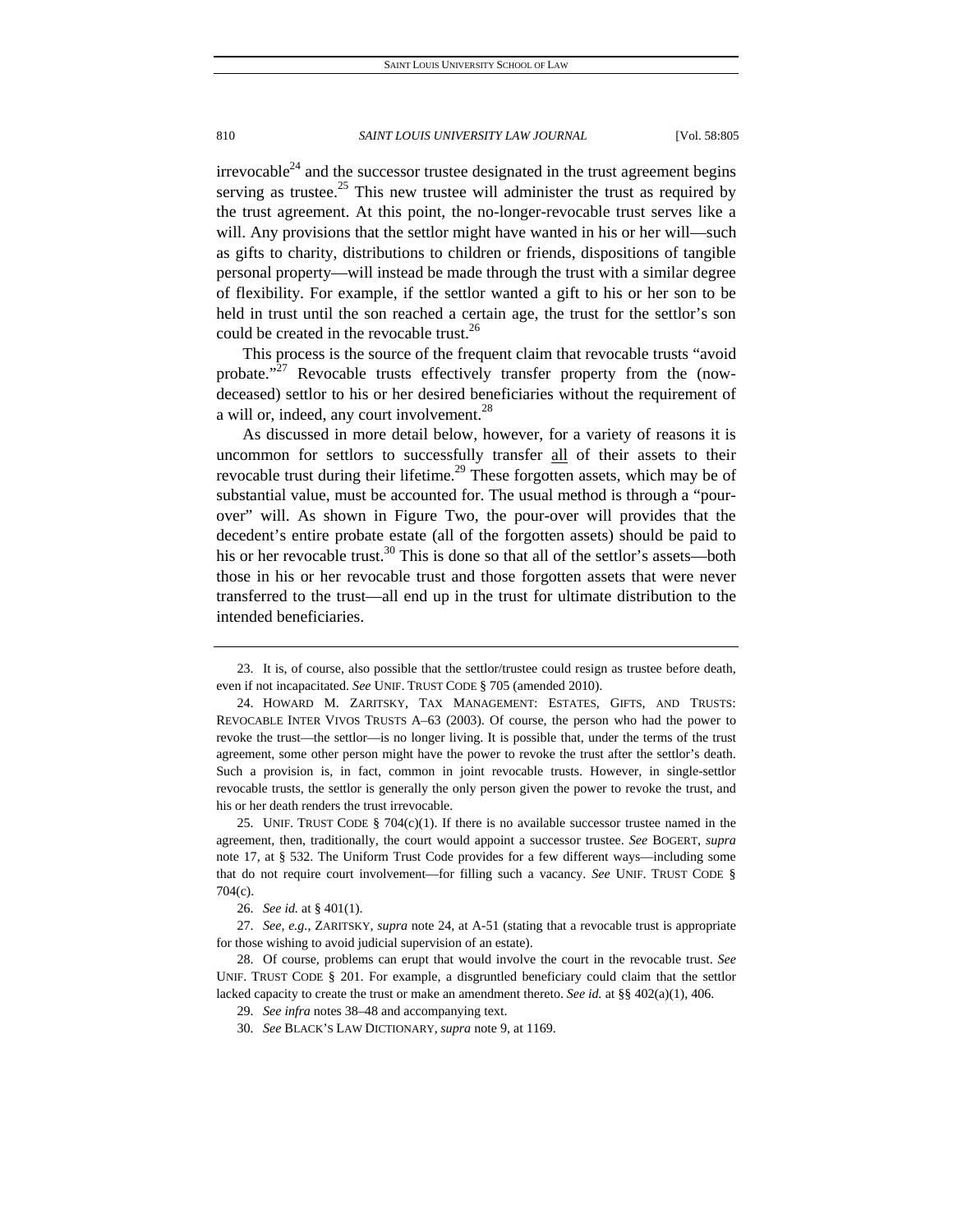irrevocable[24] and the successor trustee designated in the trust agreement begins serving as trustee.[25] This new trustee will administer the trust as required by the trust agreement. At this point, the no-longer-revocable trust serves like a will. Any provisions that the settlor might have wanted in his or her will—such as gifts to charity, distributions to children or friends, dispositions of tangible personal property—will instead be made through the trust with a similar degree of flexibility. For example, if the settlor wanted a gift to his or her son to be held in trust until the son reached a certain age, the trust for the settlor's son could be created in the revocable trust.[26]

This process is the source of the frequent claim that revocable trusts "avoid probate."[27] Revocable trusts effectively transfer property from the (now-deceased) settlor to his or her desired beneficiaries without the requirement of a will or, indeed, any court involvement.[28]

As discussed in more detail below, however, for a variety of reasons it is uncommon for settlors to successfully transfer <u>all</u> of their assets to their revocable trust during their lifetime.[29] These forgotten assets, which may be of substantial value, must be accounted for. The usual method is through a "pour-over" will. As shown in Figure Two, the pour-over will provides that the decedent's entire probate estate (all of the forgotten assets) should be paid to his or her revocable trust.[30] This is done so that all of the settlor's assets—both those in his or her revocable trust and those forgotten assets that were never transferred to the trust—all end up in the trust for ultimate distribution to the intended beneficiaries.

---

23. It is, of course, also possible that the settlor/trustee could resign as trustee before death, even if not incapacitated. *See* UNIF. TRUST CODE § 705 (amended 2010).

24. HOWARD M. ZARITSKY, TAX MANAGEMENT: ESTATES, GIFTS, AND TRUSTS: REVOCABLE INTER VIVOS TRUSTS A–63 (2003). Of course, the person who had the power to revoke the trust—the settlor—is no longer living. It is possible that, under the terms of the trust agreement, some other person might have the power to revoke the trust after the settlor's death. Such a provision is, in fact, common in joint revocable trusts. However, in single-settlor revocable trusts, the settlor is generally the only person given the power to revoke the trust, and his or her death renders the trust irrevocable.

25. UNIF. TRUST CODE § 704(c)(1). If there is no available successor trustee named in the agreement, then, traditionally, the court would appoint a successor trustee. *See* BOGERT, *supra* note 17, at § 532. The Uniform Trust Code provides for a few different ways—including some that do not require court involvement—for filling such a vacancy. *See* UNIF. TRUST CODE § 704(c).

26. *See id.* at § 401(1).

27. *See, e.g.*, ZARITSKY, *supra* note 24, at A-51 (stating that a revocable trust is appropriate for those wishing to avoid judicial supervision of an estate).

28. Of course, problems can erupt that would involve the court in the revocable trust. *See* UNIF. TRUST CODE § 201. For example, a disgruntled beneficiary could claim that the settlor lacked capacity to create the trust or make an amendment thereto. *See id.* at §§ 402(a)(1), 406.

29. *See infra* notes 38–48 and accompanying text.

30. *See* BLACK'S LAW DICTIONARY, *supra* note 9, at 1169.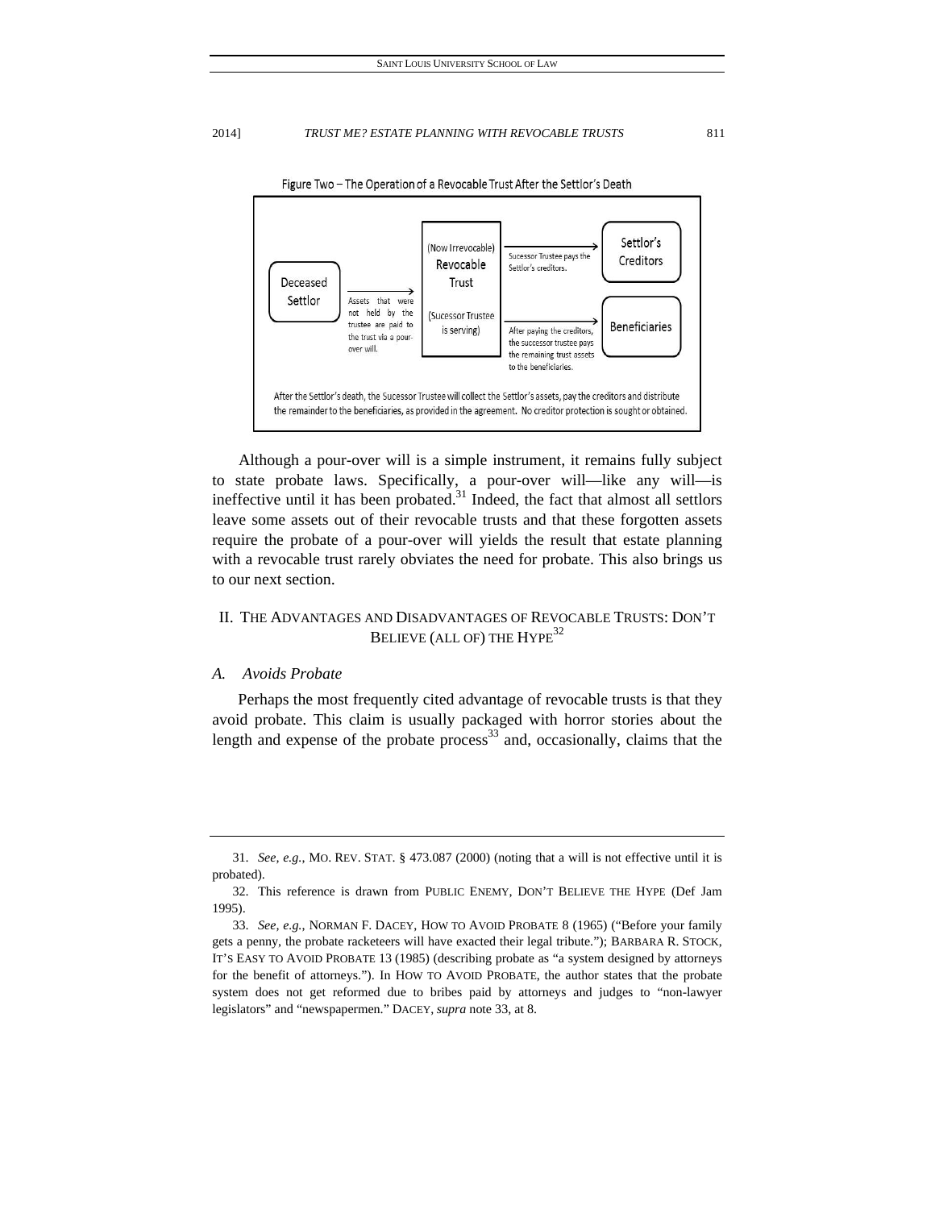Figure Two – The Operation of a Revocable Trust After the Settlor's Death

Deceased Settlor → Assets that were not held by the trustee are paid to the trust via a pour-over will. → (Now Irrevocable) Revocable Trust (Sucessor Trustee is serving)

(Now Irrevocable) Revocable Trust → Sucessor Trustee pays the Settlor's creditors. → Settlor's Creditors

(Now Irrevocable) Revocable Trust → After paying the creditors, the successor trustee pays the remaining trust assets to the beneficiaries. → Beneficiaries

After the Settlor's death, the Sucessor Trustee will collect the Settlor's assets, pay the creditors and distribute the remainder to the beneficiaries, as provided in the agreement. No creditor protection is sought or obtained.

Although a pour-over will is a simple instrument, it remains fully subject to state probate laws. Specifically, a pour-over will—like any will—is ineffective until it has been probated.[31] Indeed, the fact that almost all settlors leave some assets out of their revocable trusts and that these forgotten assets require the probate of a pour-over will yields the result that estate planning with a revocable trust rarely obviates the need for probate. This also brings us to our next section.

## II. THE ADVANTAGES AND DISADVANTAGES OF REVOCABLE TRUSTS: DON'T BELIEVE (ALL OF) THE HYPE[32]

### *A. Avoids Probate*

Perhaps the most frequently cited advantage of revocable trusts is that they avoid probate. This claim is usually packaged with horror stories about the length and expense of the probate process[33] and, occasionally, claims that the

---

31. *See, e.g.*, MO. REV. STAT. § 473.087 (2000) (noting that a will is not effective until it is probated).

32. This reference is drawn from PUBLIC ENEMY, DON'T BELIEVE THE HYPE (Def Jam 1995).

33. *See, e.g.*, NORMAN F. DACEY, HOW TO AVOID PROBATE 8 (1965) ("Before your family gets a penny, the probate racketeers will have exacted their legal tribute."); BARBARA R. STOCK, IT'S EASY TO AVOID PROBATE 13 (1985) (describing probate as "a system designed by attorneys for the benefit of attorneys."). In HOW TO AVOID PROBATE, the author states that the probate system does not get reformed due to bribes paid by attorneys and judges to "non-lawyer legislators" and "newspapermen." DACEY, *supra* note 33, at 8.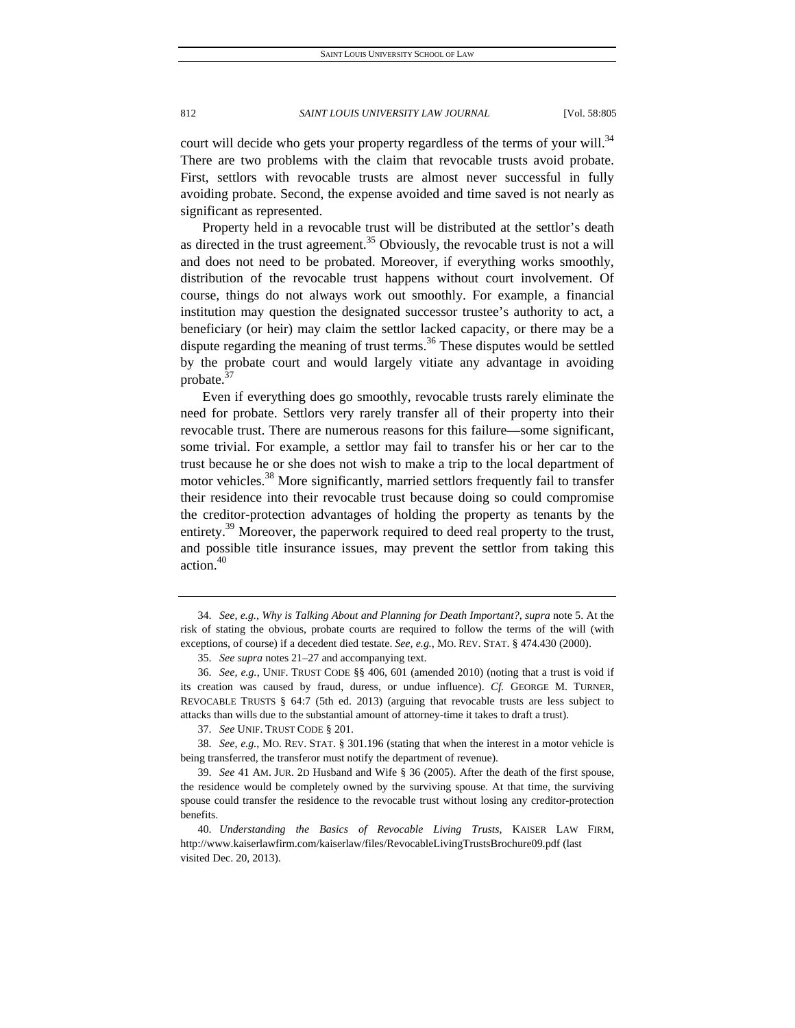court will decide who gets your property regardless of the terms of your will.[34] There are two problems with the claim that revocable trusts avoid probate. First, settlors with revocable trusts are almost never successful in fully avoiding probate. Second, the expense avoided and time saved is not nearly as significant as represented.

Property held in a revocable trust will be distributed at the settlor's death as directed in the trust agreement.[35] Obviously, the revocable trust is not a will and does not need to be probated. Moreover, if everything works smoothly, distribution of the revocable trust happens without court involvement. Of course, things do not always work out smoothly. For example, a financial institution may question the designated successor trustee's authority to act, a beneficiary (or heir) may claim the settlor lacked capacity, or there may be a dispute regarding the meaning of trust terms.[36] These disputes would be settled by the probate court and would largely vitiate any advantage in avoiding probate.[37]

Even if everything does go smoothly, revocable trusts rarely eliminate the need for probate. Settlors very rarely transfer all of their property into their revocable trust. There are numerous reasons for this failure—some significant, some trivial. For example, a settlor may fail to transfer his or her car to the trust because he or she does not wish to make a trip to the local department of motor vehicles.[38] More significantly, married settlors frequently fail to transfer their residence into their revocable trust because doing so could compromise the creditor-protection advantages of holding the property as tenants by the entirety.[39] Moreover, the paperwork required to deed real property to the trust, and possible title insurance issues, may prevent the settlor from taking this action.[40]

---

34. *See, e.g.*, *Why is Talking About and Planning for Death Important?*, *supra* note 5. At the risk of stating the obvious, probate courts are required to follow the terms of the will (with exceptions, of course) if a decedent died testate. *See, e.g.*, MO. REV. STAT. § 474.430 (2000).

35. *See supra* notes 21–27 and accompanying text.

36. *See, e.g.*, UNIF. TRUST CODE §§ 406, 601 (amended 2010) (noting that a trust is void if its creation was caused by fraud, duress, or undue influence). *Cf.* GEORGE M. TURNER, REVOCABLE TRUSTS § 64:7 (5th ed. 2013) (arguing that revocable trusts are less subject to attacks than wills due to the substantial amount of attorney-time it takes to draft a trust).

37. *See* UNIF. TRUST CODE § 201.

38. *See, e.g.*, MO. REV. STAT. § 301.196 (stating that when the interest in a motor vehicle is being transferred, the transferor must notify the department of revenue).

39. *See* 41 AM. JUR. 2D Husband and Wife § 36 (2005). After the death of the first spouse, the residence would be completely owned by the surviving spouse. At that time, the surviving spouse could transfer the residence to the revocable trust without losing any creditor-protection benefits.

40. *Understanding the Basics of Revocable Living Trusts*, KAISER LAW FIRM, http://www.kaiserlawfirm.com/kaiserlaw/files/RevocableLivingTrustsBrochure09.pdf (last visited Dec. 20, 2013).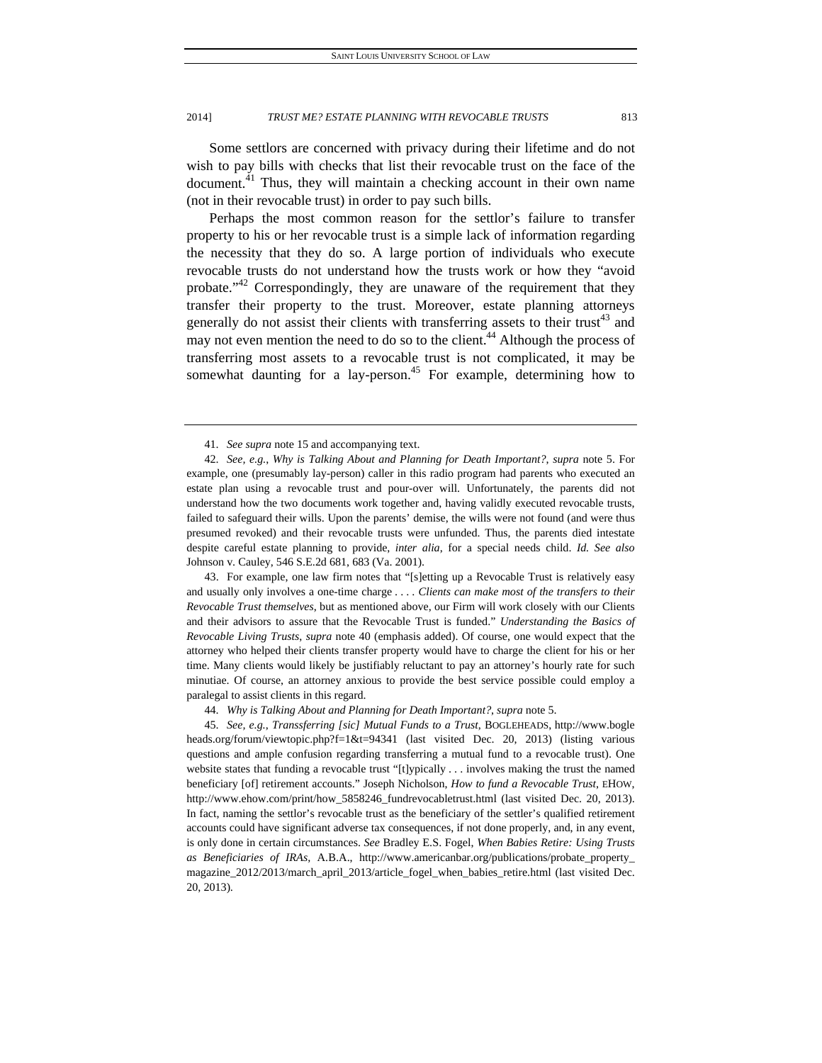Some settlors are concerned with privacy during their lifetime and do not wish to pay bills with checks that list their revocable trust on the face of the document.[41] Thus, they will maintain a checking account in their own name (not in their revocable trust) in order to pay such bills.

Perhaps the most common reason for the settlor's failure to transfer property to his or her revocable trust is a simple lack of information regarding the necessity that they do so. A large portion of individuals who execute revocable trusts do not understand how the trusts work or how they "avoid probate."[42] Correspondingly, they are unaware of the requirement that they transfer their property to the trust. Moreover, estate planning attorneys generally do not assist their clients with transferring assets to their trust[43] and may not even mention the need to do so to the client.[44] Although the process of transferring most assets to a revocable trust is not complicated, it may be somewhat daunting for a lay-person.[45] For example, determining how to

---

41. *See supra* note 15 and accompanying text.

42. *See, e.g.*, *Why is Talking About and Planning for Death Important?*, *supra* note 5. For example, one (presumably lay-person) caller in this radio program had parents who executed an estate plan using a revocable trust and pour-over will. Unfortunately, the parents did not understand how the two documents work together and, having validly executed revocable trusts, failed to safeguard their wills. Upon the parents' demise, the wills were not found (and were thus presumed revoked) and their revocable trusts were unfunded. Thus, the parents died intestate despite careful estate planning to provide, *inter alia*, for a special needs child. *Id. See also* Johnson v. Cauley, 546 S.E.2d 681, 683 (Va. 2001).

43. For example, one law firm notes that "[s]etting up a Revocable Trust is relatively easy and usually only involves a one-time charge . . . . *Clients can make most of the transfers to their Revocable Trust themselves*, but as mentioned above, our Firm will work closely with our Clients and their advisors to assure that the Revocable Trust is funded." *Understanding the Basics of Revocable Living Trusts*, *supra* note 40 (emphasis added). Of course, one would expect that the attorney who helped their clients transfer property would have to charge the client for his or her time. Many clients would likely be justifiably reluctant to pay an attorney's hourly rate for such minutiae. Of course, an attorney anxious to provide the best service possible could employ a paralegal to assist clients in this regard.

44. *Why is Talking About and Planning for Death Important?*, *supra* note 5.

45. *See, e.g.*, *Transsferring [sic] Mutual Funds to a Trust*, BOGLEHEADS, http://www.bogleheads.org/forum/viewtopic.php?f=1&t=94341 (last visited Dec. 20, 2013) (listing various questions and ample confusion regarding transferring a mutual fund to a revocable trust). One website states that funding a revocable trust "[t]ypically . . . involves making the trust the named beneficiary [of] retirement accounts." Joseph Nicholson, *How to fund a Revocable Trust*, EHOW, http://www.ehow.com/print/how_5858246_fundrevocabletrust.html (last visited Dec. 20, 2013). In fact, naming the settlor's revocable trust as the beneficiary of the settler's qualified retirement accounts could have significant adverse tax consequences, if not done properly, and, in any event, is only done in certain circumstances. *See* Bradley E.S. Fogel, *When Babies Retire: Using Trusts as Beneficiaries of IRAs*, A.B.A., http://www.americanbar.org/publications/probate_property_magazine_2012/2013/march_april_2013/article_fogel_when_babies_retire.html (last visited Dec. 20, 2013).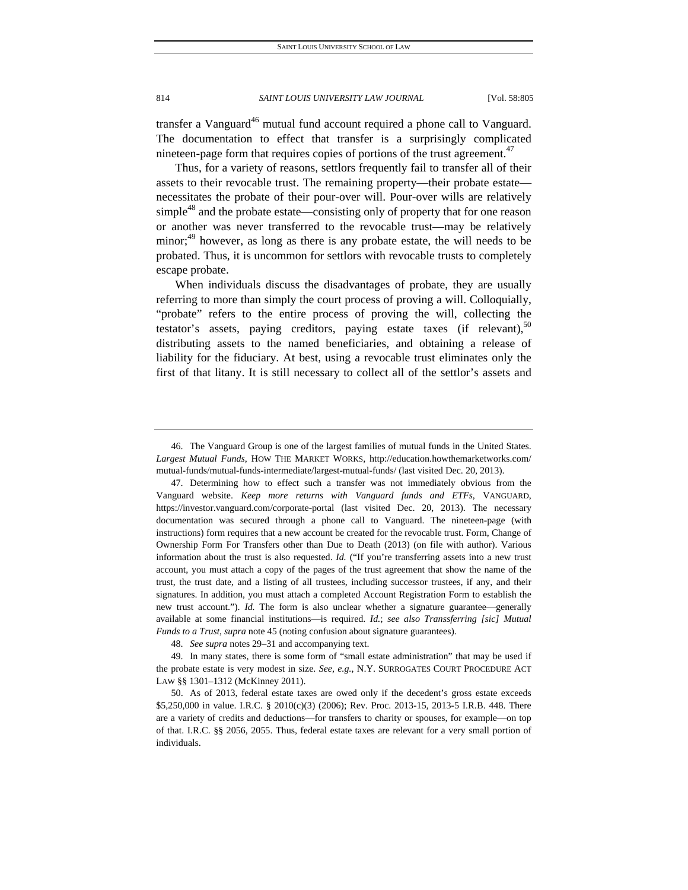transfer a Vanguard[46] mutual fund account required a phone call to Vanguard. The documentation to effect that transfer is a surprisingly complicated nineteen-page form that requires copies of portions of the trust agreement.[47]

Thus, for a variety of reasons, settlors frequently fail to transfer all of their assets to their revocable trust. The remaining property—their probate estate—necessitates the probate of their pour-over will. Pour-over wills are relatively simple[48] and the probate estate—consisting only of property that for one reason or another was never transferred to the revocable trust—may be relatively minor;[49] however, as long as there is any probate estate, the will needs to be probated. Thus, it is uncommon for settlors with revocable trusts to completely escape probate.

When individuals discuss the disadvantages of probate, they are usually referring to more than simply the court process of proving a will. Colloquially, "probate" refers to the entire process of proving the will, collecting the testator's assets, paying creditors, paying estate taxes (if relevant),[50] distributing assets to the named beneficiaries, and obtaining a release of liability for the fiduciary. At best, using a revocable trust eliminates only the first of that litany. It is still necessary to collect all of the settlor's assets and

---

46. The Vanguard Group is one of the largest families of mutual funds in the United States. *Largest Mutual Funds*, HOW THE MARKET WORKS, http://education.howthemarketworks.com/mutual-funds/mutual-funds-intermediate/largest-mutual-funds/ (last visited Dec. 20, 2013).

47. Determining how to effect such a transfer was not immediately obvious from the Vanguard website. *Keep more returns with Vanguard funds and ETFs*, VANGUARD, https://investor.vanguard.com/corporate-portal (last visited Dec. 20, 2013). The necessary documentation was secured through a phone call to Vanguard. The nineteen-page (with instructions) form requires that a new account be created for the revocable trust. Form, Change of Ownership Form For Transfers other than Due to Death (2013) (on file with author). Various information about the trust is also requested. *Id.* ("If you're transferring assets into a new trust account, you must attach a copy of the pages of the trust agreement that show the name of the trust, the trust date, and a listing of all trustees, including successor trustees, if any, and their signatures. In addition, you must attach a completed Account Registration Form to establish the new trust account."). *Id.* The form is also unclear whether a signature guarantee—generally available at some financial institutions—is required. *Id.*; *see also Transsferring [sic] Mutual Funds to a Trust*, *supra* note 45 (noting confusion about signature guarantees).

48. *See supra* notes 29–31 and accompanying text.

49. In many states, there is some form of "small estate administration" that may be used if the probate estate is very modest in size. *See, e.g.*, N.Y. SURROGATES COURT PROCEDURE ACT LAW §§ 1301–1312 (McKinney 2011).

50. As of 2013, federal estate taxes are owed only if the decedent's gross estate exceeds $5,250,000 in value. I.R.C. § 2010(c)(3) (2006); Rev. Proc. 2013-15, 2013-5 I.R.B. 448. There are a variety of credits and deductions—for transfers to charity or spouses, for example—on top of that. I.R.C. §§ 2056, 2055. Thus, federal estate taxes are relevant for a very small portion of individuals.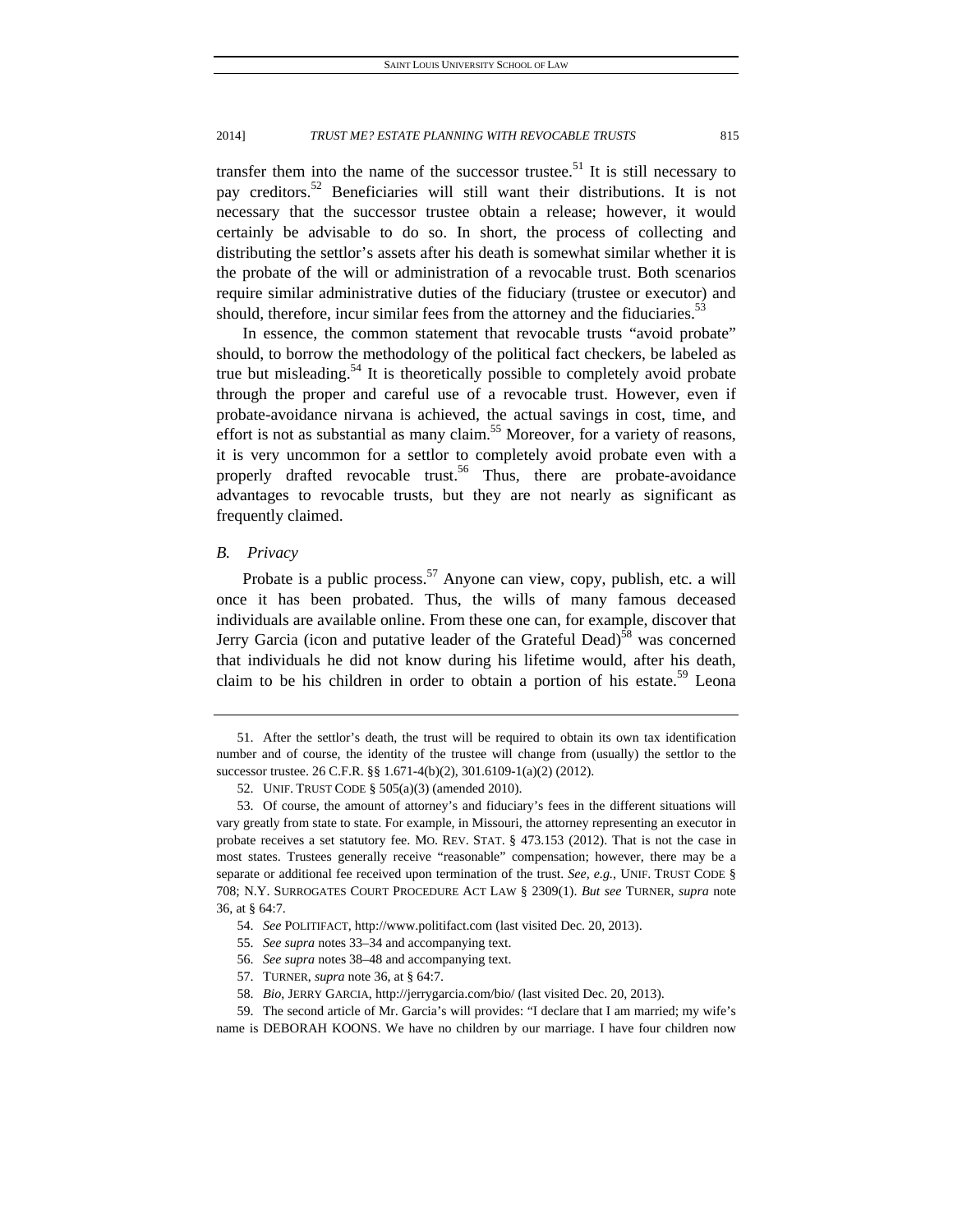transfer them into the name of the successor trustee.[51] It is still necessary to pay creditors.[52] Beneficiaries will still want their distributions. It is not necessary that the successor trustee obtain a release; however, it would certainly be advisable to do so. In short, the process of collecting and distributing the settlor's assets after his death is somewhat similar whether it is the probate of the will or administration of a revocable trust. Both scenarios require similar administrative duties of the fiduciary (trustee or executor) and should, therefore, incur similar fees from the attorney and the fiduciaries.[53]

In essence, the common statement that revocable trusts "avoid probate" should, to borrow the methodology of the political fact checkers, be labeled as true but misleading.[54] It is theoretically possible to completely avoid probate through the proper and careful use of a revocable trust. However, even if probate-avoidance nirvana is achieved, the actual savings in cost, time, and effort is not as substantial as many claim.[55] Moreover, for a variety of reasons, it is very uncommon for a settlor to completely avoid probate even with a properly drafted revocable trust.[56] Thus, there are probate-avoidance advantages to revocable trusts, but they are not nearly as significant as frequently claimed.

### *B. Privacy*

Probate is a public process.[57] Anyone can view, copy, publish, etc. a will once it has been probated. Thus, the wills of many famous deceased individuals are available online. From these one can, for example, discover that Jerry Garcia (icon and putative leader of the Grateful Dead)[58] was concerned that individuals he did not know during his lifetime would, after his death, claim to be his children in order to obtain a portion of his estate.[59] Leona

---

51. After the settlor's death, the trust will be required to obtain its own tax identification number and of course, the identity of the trustee will change from (usually) the settlor to the successor trustee. 26 C.F.R. §§ 1.671-4(b)(2), 301.6109-1(a)(2) (2012).

52. UNIF. TRUST CODE § 505(a)(3) (amended 2010).

53. Of course, the amount of attorney's and fiduciary's fees in the different situations will vary greatly from state to state. For example, in Missouri, the attorney representing an executor in probate receives a set statutory fee. MO. REV. STAT. § 473.153 (2012). That is not the case in most states. Trustees generally receive "reasonable" compensation; however, there may be a separate or additional fee received upon termination of the trust. *See, e.g.*, UNIF. TRUST CODE § 708; N.Y. SURROGATES COURT PROCEDURE ACT LAW § 2309(1). *But see* TURNER, *supra* note 36, at § 64:7.

54. *See* POLITIFACT, http://www.politifact.com (last visited Dec. 20, 2013).

55. *See supra* notes 33–34 and accompanying text.

56. *See supra* notes 38–48 and accompanying text.

57. TURNER, *supra* note 36, at § 64:7.

58. *Bio*, JERRY GARCIA, http://jerrygarcia.com/bio/ (last visited Dec. 20, 2013).

59. The second article of Mr. Garcia's will provides: "I declare that I am married; my wife's name is DEBORAH KOONS. We have no children by our marriage. I have four children now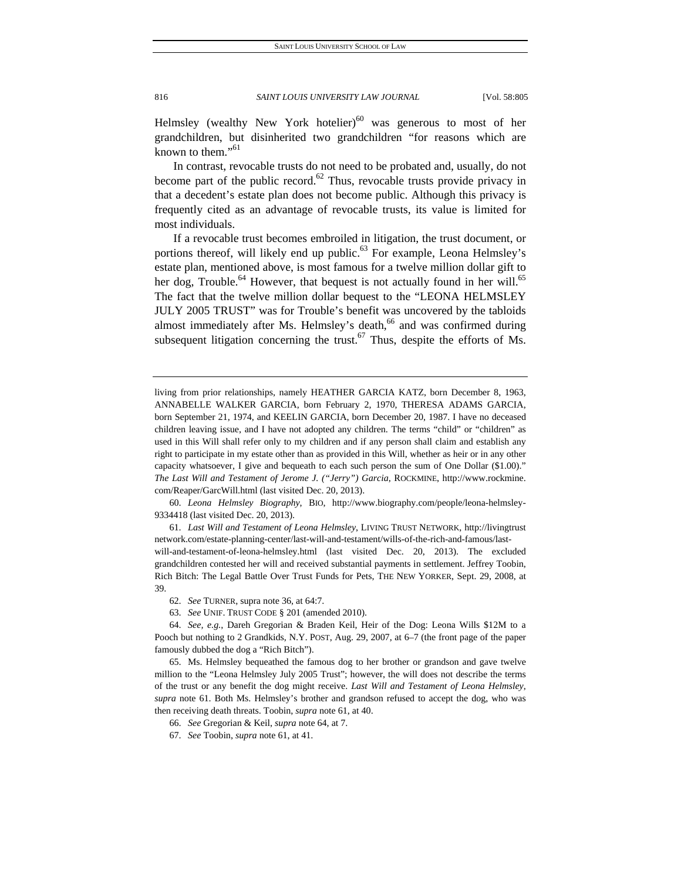Helmsley (wealthy New York hotelier)[60] was generous to most of her grandchildren, but disinherited two grandchildren "for reasons which are known to them."[61]

In contrast, revocable trusts do not need to be probated and, usually, do not become part of the public record.[62] Thus, revocable trusts provide privacy in that a decedent's estate plan does not become public. Although this privacy is frequently cited as an advantage of revocable trusts, its value is limited for most individuals.

If a revocable trust becomes embroiled in litigation, the trust document, or portions thereof, will likely end up public.[63] For example, Leona Helmsley's estate plan, mentioned above, is most famous for a twelve million dollar gift to her dog, Trouble.[64] However, that bequest is not actually found in her will.[65] The fact that the twelve million dollar bequest to the "LEONA HELMSLEY JULY 2005 TRUST" was for Trouble's benefit was uncovered by the tabloids almost immediately after Ms. Helmsley's death,[66] and was confirmed during subsequent litigation concerning the trust.[67] Thus, despite the efforts of Ms.

---

living from prior relationships, namely HEATHER GARCIA KATZ, born December 8, 1963, ANNABELLE WALKER GARCIA, born February 2, 1970, THERESA ADAMS GARCIA, born September 21, 1974, and KEELIN GARCIA, born December 20, 1987. I have no deceased children leaving issue, and I have not adopted any children. The terms "child" or "children" as used in this Will shall refer only to my children and if any person shall claim and establish any right to participate in my estate other than as provided in this Will, whether as heir or in any other capacity whatsoever, I give and bequeath to each such person the sum of One Dollar ($1.00)." *The Last Will and Testament of Jerome J. ("Jerry") Garcia*, ROCKMINE, http://www.rockmine.com/Reaper/GarcWill.html (last visited Dec. 20, 2013).

60. *Leona Helmsley Biography*, BIO, http://www.biography.com/people/leona-helmsley-9334418 (last visited Dec. 20, 2013).

61. *Last Will and Testament of Leona Helmsley*, LIVING TRUST NETWORK, http://livingtrustnetwork.com/estate-planning-center/last-will-and-testament/wills-of-the-rich-and-famous/last-will-and-testament-of-leona-helmsley.html (last visited Dec. 20, 2013). The excluded grandchildren contested her will and received substantial payments in settlement. Jeffrey Toobin, Rich Bitch: The Legal Battle Over Trust Funds for Pets, THE NEW YORKER, Sept. 29, 2008, at 39.

62. *See* TURNER, supra note 36, at 64:7.

63. *See* UNIF. TRUST CODE § 201 (amended 2010).

64. *See, e.g.*, Dareh Gregorian & Braden Keil, Heir of the Dog: Leona Wills $12M to a Pooch but nothing to 2 Grandkids, N.Y. POST, Aug. 29, 2007, at 6–7 (the front page of the paper famously dubbed the dog a "Rich Bitch").

65. Ms. Helmsley bequeathed the famous dog to her brother or grandson and gave twelve million to the "Leona Helmsley July 2005 Trust"; however, the will does not describe the terms of the trust or any benefit the dog might receive. *Last Will and Testament of Leona Helmsley*, *supra* note 61. Both Ms. Helmsley's brother and grandson refused to accept the dog, who was then receiving death threats. Toobin, *supra* note 61, at 40.

66. *See* Gregorian & Keil, *supra* note 64, at 7.

67. *See* Toobin, *supra* note 61, at 41.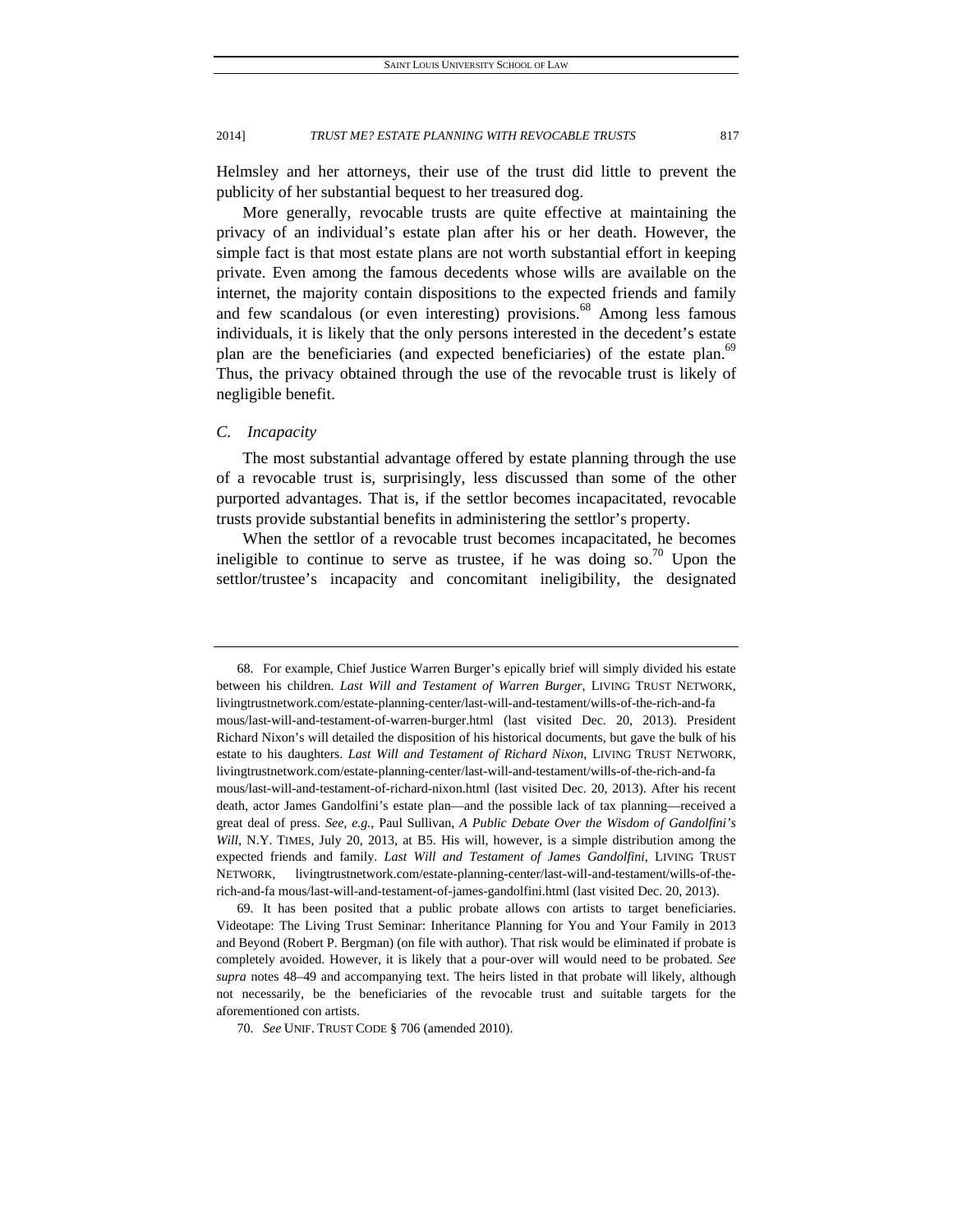Helmsley and her attorneys, their use of the trust did little to prevent the publicity of her substantial bequest to her treasured dog.

More generally, revocable trusts are quite effective at maintaining the privacy of an individual's estate plan after his or her death. However, the simple fact is that most estate plans are not worth substantial effort in keeping private. Even among the famous decedents whose wills are available on the internet, the majority contain dispositions to the expected friends and family and few scandalous (or even interesting) provisions.[68] Among less famous individuals, it is likely that the only persons interested in the decedent's estate plan are the beneficiaries (and expected beneficiaries) of the estate plan.[69] Thus, the privacy obtained through the use of the revocable trust is likely of negligible benefit.

### *C. Incapacity*

The most substantial advantage offered by estate planning through the use of a revocable trust is, surprisingly, less discussed than some of the other purported advantages. That is, if the settlor becomes incapacitated, revocable trusts provide substantial benefits in administering the settlor's property.

When the settlor of a revocable trust becomes incapacitated, he becomes ineligible to continue to serve as trustee, if he was doing so.[70] Upon the settlor/trustee's incapacity and concomitant ineligibility, the designated

---

68. For example, Chief Justice Warren Burger's epically brief will simply divided his estate between his children. ***Last Will and Testament of Warren Burger***, LIVING TRUST NETWORK, livingtrustnetwork.com/estate-planning-center/last-will-and-testament/wills-of-the-rich-and-famous/last-will-and-testament-of-warren-burger.html (last visited Dec. 20, 2013). President Richard Nixon's will detailed the disposition of his historical documents, but gave the bulk of his estate to his daughters. ***Last Will and Testament of Richard Nixon***, LIVING TRUST NETWORK, livingtrustnetwork.com/estate-planning-center/last-will-and-testament/wills-of-the-rich-and-famous/last-will-and-testament-of-richard-nixon.html (last visited Dec. 20, 2013). After his recent death, actor James Gandolfini's estate plan—and the possible lack of tax planning—received a great deal of press. *See, e.g.*, Paul Sullivan, *A Public Debate Over the Wisdom of Gandolfini's Will*, N.Y. TIMES, July 20, 2013, at B5. His will, however, is a simple distribution among the expected friends and family. ***Last Will and Testament of James Gandolfini***, LIVING TRUST NETWORK, livingtrustnetwork.com/estate-planning-center/last-will-and-testament/wills-of-the-rich-and-fa mous/last-will-and-testament-of-james-gandolfini.html (last visited Dec. 20, 2013).

69. It has been posited that a public probate allows con artists to target beneficiaries. Videotape: The Living Trust Seminar: Inheritance Planning for You and Your Family in 2013 and Beyond (Robert P. Bergman) (on file with author). That risk would be eliminated if probate is completely avoided. However, it is likely that a pour-over will would need to be probated. *See supra* notes 48–49 and accompanying text. The heirs listed in that probate will likely, although not necessarily, be the beneficiaries of the revocable trust and suitable targets for the aforementioned con artists.

70. *See* UNIF. TRUST CODE § 706 (amended 2010).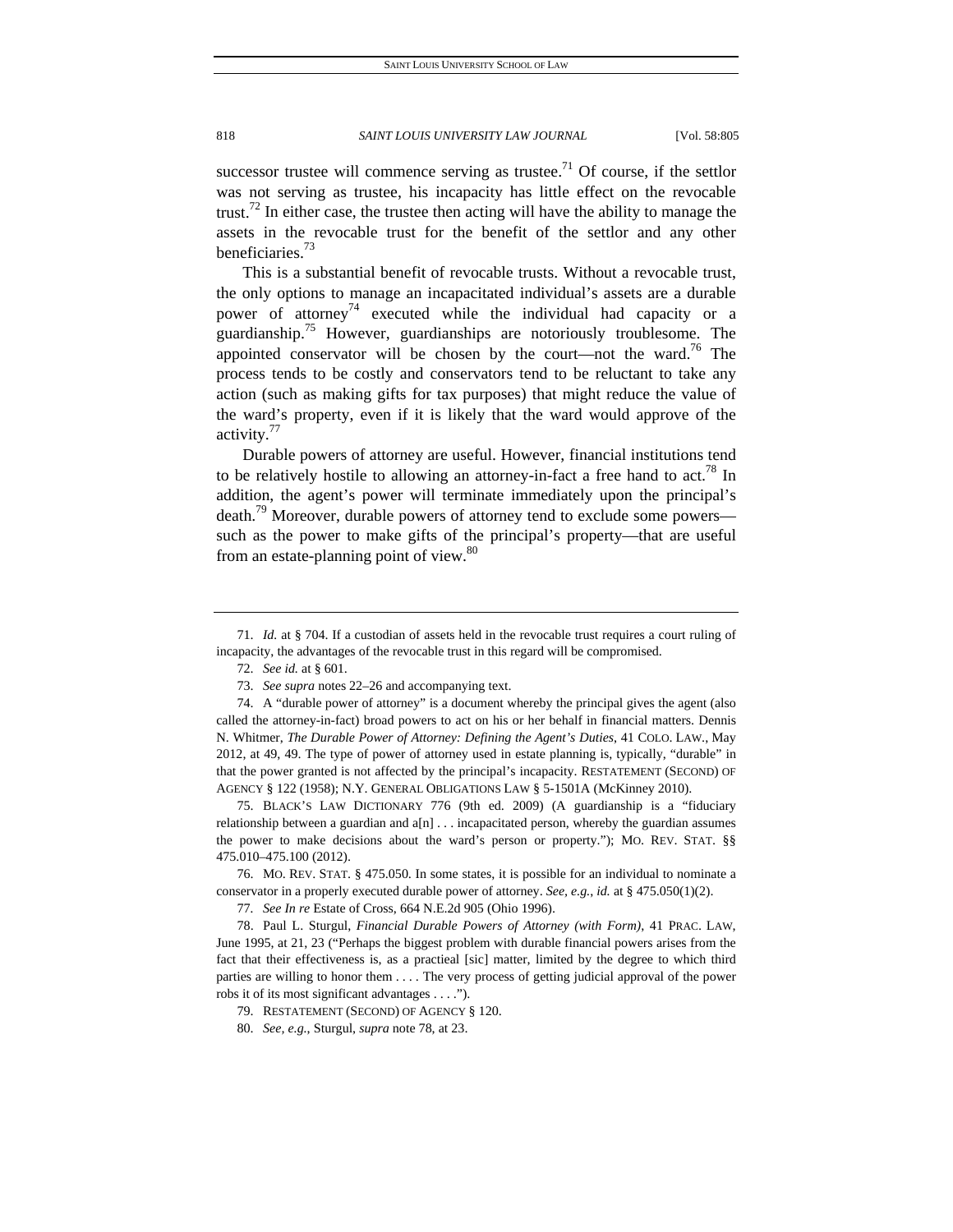successor trustee will commence serving as trustee.[71] Of course, if the settlor was not serving as trustee, his incapacity has little effect on the revocable trust.[72] In either case, the trustee then acting will have the ability to manage the assets in the revocable trust for the benefit of the settlor and any other beneficiaries.[73]

This is a substantial benefit of revocable trusts. Without a revocable trust, the only options to manage an incapacitated individual's assets are a durable power of attorney[74] executed while the individual had capacity or a guardianship.[75] However, guardianships are notoriously troublesome. The appointed conservator will be chosen by the court—not the ward.[76] The process tends to be costly and conservators tend to be reluctant to take any action (such as making gifts for tax purposes) that might reduce the value of the ward's property, even if it is likely that the ward would approve of the activity.[77]

Durable powers of attorney are useful. However, financial institutions tend to be relatively hostile to allowing an attorney-in-fact a free hand to act.[78] In addition, the agent's power will terminate immediately upon the principal's death.[79] Moreover, durable powers of attorney tend to exclude some powers—such as the power to make gifts of the principal's property—that are useful from an estate-planning point of view.[80]

---

71. *Id.* at § 704. If a custodian of assets held in the revocable trust requires a court ruling of incapacity, the advantages of the revocable trust in this regard will be compromised.

72. *See id.* at § 601.

73. *See supra* notes 22–26 and accompanying text.

74. A "durable power of attorney" is a document whereby the principal gives the agent (also called the attorney-in-fact) broad powers to act on his or her behalf in financial matters. Dennis N. Whitmer, *The Durable Power of Attorney: Defining the Agent's Duties*, 41 COLO. LAW., May 2012, at 49, 49. The type of power of attorney used in estate planning is, typically, "durable" in that the power granted is not affected by the principal's incapacity. RESTATEMENT (SECOND) OF AGENCY § 122 (1958); N.Y. GENERAL OBLIGATIONS LAW § 5-1501A (McKinney 2010).

75. BLACK'S LAW DICTIONARY 776 (9th ed. 2009) (A guardianship is a "fiduciary relationship between a guardian and a[n] . . . incapacitated person, whereby the guardian assumes the power to make decisions about the ward's person or property."); MO. REV. STAT. §§ 475.010–475.100 (2012).

76. MO. REV. STAT. § 475.050. In some states, it is possible for an individual to nominate a conservator in a properly executed durable power of attorney. *See, e.g.*, *id.* at § 475.050(1)(2).

77. *See In re* Estate of Cross, 664 N.E.2d 905 (Ohio 1996).

78. Paul L. Sturgul, *Financial Durable Powers of Attorney (with Form)*, 41 PRAC. LAW, June 1995, at 21, 23 ("Perhaps the biggest problem with durable financial powers arises from the fact that their effectiveness is, as a practieal [sic] matter, limited by the degree to which third parties are willing to honor them . . . . The very process of getting judicial approval of the power robs it of its most significant advantages . . . .").

79. RESTATEMENT (SECOND) OF AGENCY § 120.

80. *See, e.g.*, Sturgul, *supra* note 78, at 23.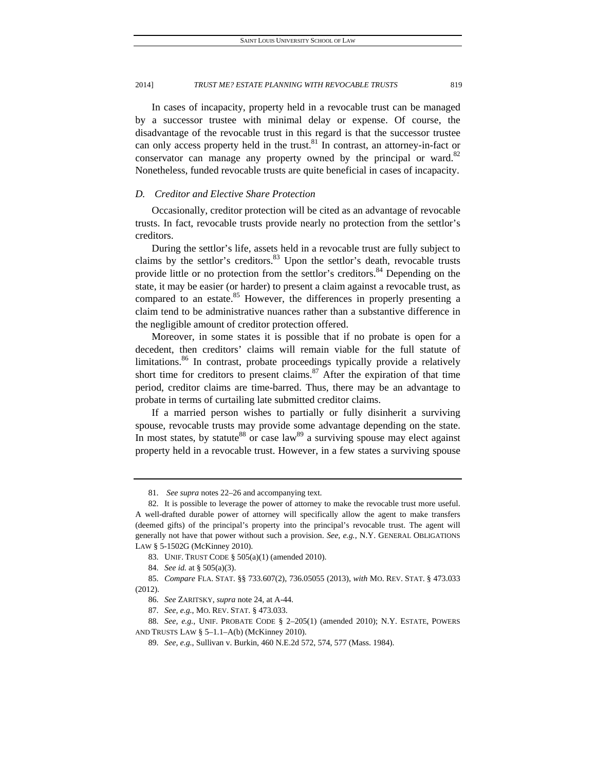In cases of incapacity, property held in a revocable trust can be managed by a successor trustee with minimal delay or expense. Of course, the disadvantage of the revocable trust in this regard is that the successor trustee can only access property held in the trust.[81] In contrast, an attorney-in-fact or conservator can manage any property owned by the principal or ward.[82] Nonetheless, funded revocable trusts are quite beneficial in cases of incapacity.

### *D. Creditor and Elective Share Protection*

Occasionally, creditor protection will be cited as an advantage of revocable trusts. In fact, revocable trusts provide nearly no protection from the settlor's creditors.

During the settlor's life, assets held in a revocable trust are fully subject to claims by the settlor's creditors.[83] Upon the settlor's death, revocable trusts provide little or no protection from the settlor's creditors.[84] Depending on the state, it may be easier (or harder) to present a claim against a revocable trust, as compared to an estate.[85] However, the differences in properly presenting a claim tend to be administrative nuances rather than a substantive difference in the negligible amount of creditor protection offered.

Moreover, in some states it is possible that if no probate is open for a decedent, then creditors' claims will remain viable for the full statute of limitations.[86] In contrast, probate proceedings typically provide a relatively short time for creditors to present claims.[87] After the expiration of that time period, creditor claims are time-barred. Thus, there may be an advantage to probate in terms of curtailing late submitted creditor claims.

If a married person wishes to partially or fully disinherit a surviving spouse, revocable trusts may provide some advantage depending on the state. In most states, by statute[88] or case law[89] a surviving spouse may elect against property held in a revocable trust. However, in a few states a surviving spouse

---

81. *See supra* notes 22–26 and accompanying text.

82. It is possible to leverage the power of attorney to make the revocable trust more useful. A well-drafted durable power of attorney will specifically allow the agent to make transfers (deemed gifts) of the principal's property into the principal's revocable trust. The agent will generally not have that power without such a provision. *See, e.g.*, N.Y. GENERAL OBLIGATIONS LAW § 5-1502G (McKinney 2010).

83. UNIF. TRUST CODE § 505(a)(1) (amended 2010).

84. *See id.* at § 505(a)(3).

85. *Compare* FLA. STAT. §§ 733.607(2), 736.05055 (2013), *with* MO. REV. STAT. § 473.033 (2012).

86. *See* ZARITSKY, *supra* note 24, at A-44.

87. *See, e.g.*, MO. REV. STAT. § 473.033.

88. *See, e.g.*, UNIF. PROBATE CODE § 2–205(1) (amended 2010); N.Y. ESTATE, POWERS AND TRUSTS LAW § 5–1.1–A(b) (McKinney 2010).

89. *See, e.g.*, Sullivan v. Burkin, 460 N.E.2d 572, 574, 577 (Mass. 1984).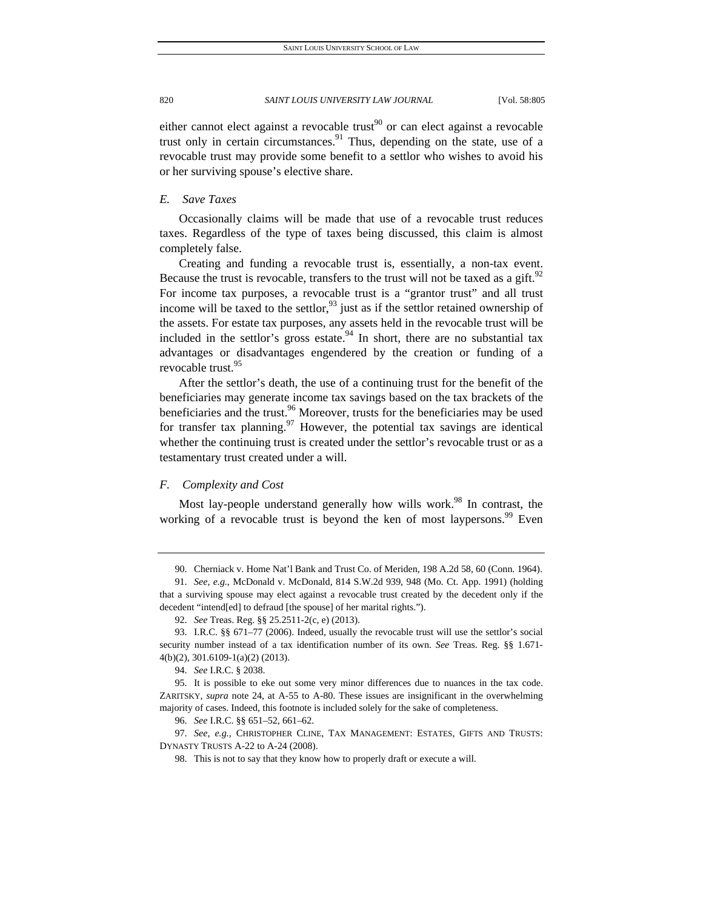either cannot elect against a revocable trust[90] or can elect against a revocable trust only in certain circumstances.[91] Thus, depending on the state, use of a revocable trust may provide some benefit to a settlor who wishes to avoid his or her surviving spouse's elective share.

### *E. Save Taxes*

Occasionally claims will be made that use of a revocable trust reduces taxes. Regardless of the type of taxes being discussed, this claim is almost completely false.

Creating and funding a revocable trust is, essentially, a non-tax event. Because the trust is revocable, transfers to the trust will not be taxed as a gift.[92] For income tax purposes, a revocable trust is a "grantor trust" and all trust income will be taxed to the settlor,[93] just as if the settlor retained ownership of the assets. For estate tax purposes, any assets held in the revocable trust will be included in the settlor's gross estate.[94] In short, there are no substantial tax advantages or disadvantages engendered by the creation or funding of a revocable trust.[95]

After the settlor's death, the use of a continuing trust for the benefit of the beneficiaries may generate income tax savings based on the tax brackets of the beneficiaries and the trust.[96] Moreover, trusts for the beneficiaries may be used for transfer tax planning.[97] However, the potential tax savings are identical whether the continuing trust is created under the settlor's revocable trust or as a testamentary trust created under a will.

### *F. Complexity and Cost*

Most lay-people understand generally how wills work.[98] In contrast, the working of a revocable trust is beyond the ken of most laypersons.[99] Even

---

90. Cherniack v. Home Nat'l Bank and Trust Co. of Meriden, 198 A.2d 58, 60 (Conn. 1964).

91. *See, e.g.*, McDonald v. McDonald, 814 S.W.2d 939, 948 (Mo. Ct. App. 1991) (holding that a surviving spouse may elect against a revocable trust created by the decedent only if the decedent "intend[ed] to defraud [the spouse] of her marital rights.").

92. *See* Treas. Reg. §§ 25.2511-2(c, e) (2013).

93. I.R.C. §§ 671–77 (2006). Indeed, usually the revocable trust will use the settlor's social security number instead of a tax identification number of its own. *See* Treas. Reg. §§ 1.671-4(b)(2), 301.6109-1(a)(2) (2013).

94. *See* I.R.C. § 2038.

95. It is possible to eke out some very minor differences due to nuances in the tax code. ZARITSKY, *supra* note 24, at A-55 to A-80. These issues are insignificant in the overwhelming majority of cases. Indeed, this footnote is included solely for the sake of completeness.

96. *See* I.R.C. §§ 651–52, 661–62.

97. *See, e.g.*, CHRISTOPHER CLINE, TAX MANAGEMENT: ESTATES, GIFTS AND TRUSTS: DYNASTY TRUSTS A-22 to A-24 (2008).

98. This is not to say that they know how to properly draft or execute a will.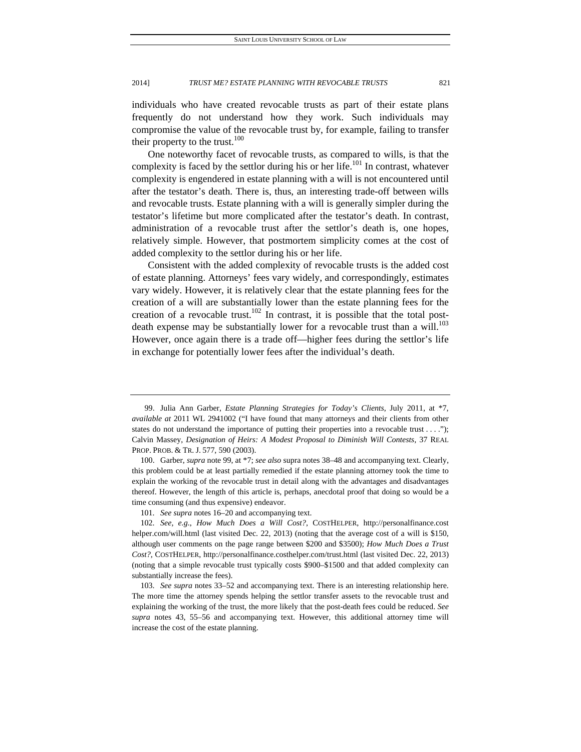individuals who have created revocable trusts as part of their estate plans frequently do not understand how they work. Such individuals may compromise the value of the revocable trust by, for example, failing to transfer their property to the trust.[100]

One noteworthy facet of revocable trusts, as compared to wills, is that the complexity is faced by the settlor during his or her life.[101] In contrast, whatever complexity is engendered in estate planning with a will is not encountered until after the testator's death. There is, thus, an interesting trade-off between wills and revocable trusts. Estate planning with a will is generally simpler during the testator's lifetime but more complicated after the testator's death. In contrast, administration of a revocable trust after the settlor's death is, one hopes, relatively simple. However, that postmortem simplicity comes at the cost of added complexity to the settlor during his or her life.

Consistent with the added complexity of revocable trusts is the added cost of estate planning. Attorneys' fees vary widely, and correspondingly, estimates vary widely. However, it is relatively clear that the estate planning fees for the creation of a will are substantially lower than the estate planning fees for the creation of a revocable trust.[102] In contrast, it is possible that the total post-death expense may be substantially lower for a revocable trust than a will.[103] However, once again there is a trade off—higher fees during the settlor's life in exchange for potentially lower fees after the individual's death.

---

99. Julia Ann Garber, *Estate Planning Strategies for Today's Clients*, July 2011, at *7, *available at* 2011 WL 2941002 ("I have found that many attorneys and their clients from other states do not understand the importance of putting their properties into a revocable trust . . . ."); Calvin Massey, *Designation of Heirs: A Modest Proposal to Diminish Will Contests*, 37 REAL PROP. PROB. & TR. J. 577, 590 (2003).

100. Garber, *supra* note 99, at *7; *see also* supra notes 38–48 and accompanying text. Clearly, this problem could be at least partially remedied if the estate planning attorney took the time to explain the working of the revocable trust in detail along with the advantages and disadvantages thereof. However, the length of this article is, perhaps, anecdotal proof that doing so would be a time consuming (and thus expensive) endeavor.

101. *See supra* notes 16–20 and accompanying text.

102. *See, e.g.*, *How Much Does a Will Cost?*, COSTHELPER, http://personalfinance.costhelper.com/will.html (last visited Dec. 22, 2013) (noting that the average cost of a will is $150, although user comments on the page range between $200 and $3500); *How Much Does a Trust Cost?*, COSTHELPER, http://personalfinance.costhelper.com/trust.html (last visited Dec. 22, 2013) (noting that a simple revocable trust typically costs $900–$1500 and that added complexity can substantially increase the fees).

103. *See supra* notes 33–52 and accompanying text. There is an interesting relationship here. The more time the attorney spends helping the settlor transfer assets to the revocable trust and explaining the working of the trust, the more likely that the post-death fees could be reduced. *See supra* notes 43, 55–56 and accompanying text. However, this additional attorney time will increase the cost of the estate planning.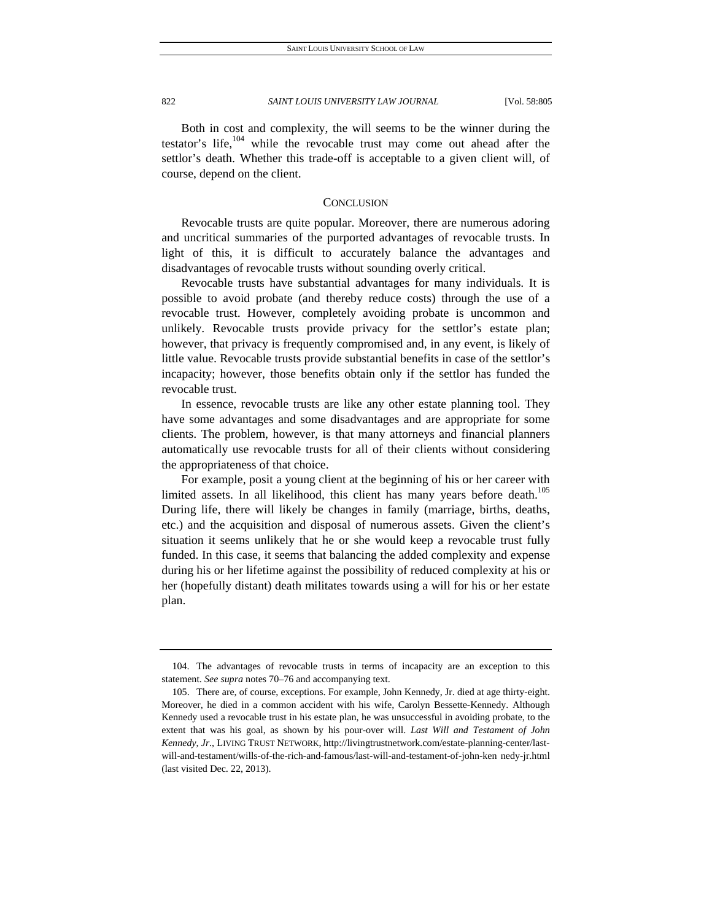Both in cost and complexity, the will seems to be the winner during the testator's life,[104] while the revocable trust may come out ahead after the settlor's death. Whether this trade-off is acceptable to a given client will, of course, depend on the client.

## CONCLUSION

Revocable trusts are quite popular. Moreover, there are numerous adoring and uncritical summaries of the purported advantages of revocable trusts. In light of this, it is difficult to accurately balance the advantages and disadvantages of revocable trusts without sounding overly critical.

Revocable trusts have substantial advantages for many individuals. It is possible to avoid probate (and thereby reduce costs) through the use of a revocable trust. However, completely avoiding probate is uncommon and unlikely. Revocable trusts provide privacy for the settlor's estate plan; however, that privacy is frequently compromised and, in any event, is likely of little value. Revocable trusts provide substantial benefits in case of the settlor's incapacity; however, those benefits obtain only if the settlor has funded the revocable trust.

In essence, revocable trusts are like any other estate planning tool. They have some advantages and some disadvantages and are appropriate for some clients. The problem, however, is that many attorneys and financial planners automatically use revocable trusts for all of their clients without considering the appropriateness of that choice.

For example, posit a young client at the beginning of his or her career with limited assets. In all likelihood, this client has many years before death.[105] During life, there will likely be changes in family (marriage, births, deaths, etc.) and the acquisition and disposal of numerous assets. Given the client's situation it seems unlikely that he or she would keep a revocable trust fully funded. In this case, it seems that balancing the added complexity and expense during his or her lifetime against the possibility of reduced complexity at his or her (hopefully distant) death militates towards using a will for his or her estate plan.

---

104. The advantages of revocable trusts in terms of incapacity are an exception to this statement. *See supra* notes 70–76 and accompanying text.

105. There are, of course, exceptions. For example, John Kennedy, Jr. died at age thirty-eight. Moreover, he died in a common accident with his wife, Carolyn Bessette-Kennedy. Although Kennedy used a revocable trust in his estate plan, he was unsuccessful in avoiding probate, to the extent that was his goal, as shown by his pour-over will. *Last Will and Testament of John Kennedy, Jr.*, LIVING TRUST NETWORK, http://livingtrustnetwork.com/estate-planning-center/last-will-and-testament/wills-of-the-rich-and-famous/last-will-and-testament-of-john-kennedy-jr.html (last visited Dec. 22, 2013).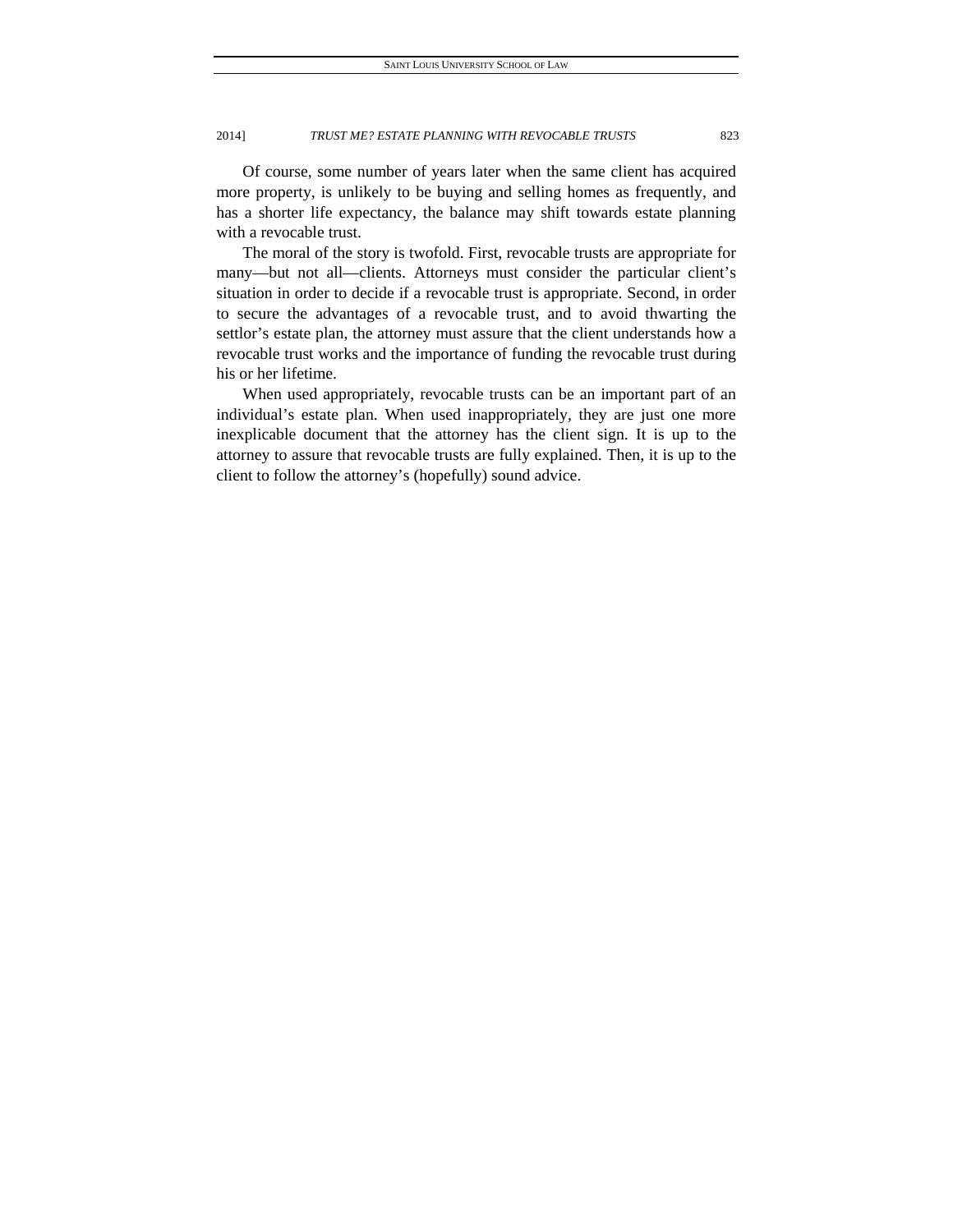Of course, some number of years later when the same client has acquired more property, is unlikely to be buying and selling homes as frequently, and has a shorter life expectancy, the balance may shift towards estate planning with a revocable trust.

The moral of the story is twofold. First, revocable trusts are appropriate for many—but not all—clients. Attorneys must consider the particular client's situation in order to decide if a revocable trust is appropriate. Second, in order to secure the advantages of a revocable trust, and to avoid thwarting the settlor's estate plan, the attorney must assure that the client understands how a revocable trust works and the importance of funding the revocable trust during his or her lifetime.

When used appropriately, revocable trusts can be an important part of an individual's estate plan. When used inappropriately, they are just one more inexplicable document that the attorney has the client sign. It is up to the attorney to assure that revocable trusts are fully explained. Then, it is up to the client to follow the attorney's (hopefully) sound advice.